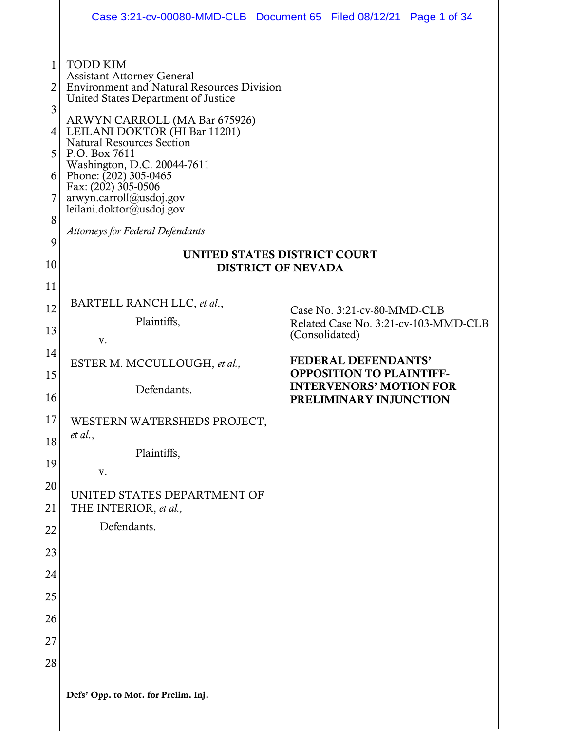TODD KIM
Assistant Attorney General
Environment and Natural Resources Division
United States Department of Justice

ARWYN CARROLL (MA Bar 675926)
LEILANI DOKTOR (HI Bar 11201)
Natural Resources Section
P.O. Box 7611
Washington, D.C. 20044-7611
Phone: (202) 305-0465
Fax: (202) 305-0506
arwyn.carroll@usdoj.gov
leilani.doktor@usdoj.gov

*Attorneys for Federal Defendants*

**UNITED STATES DISTRICT COURT**
**DISTRICT OF NEVADA**

| | |
|---|---|
| BARTELL RANCH LLC, *et al.*,<br><br>Plaintiffs,<br><br>v.<br><br>ESTER M. MCCULLOUGH, *et al.,*<br><br>Defendants. | Case No. 3:21-cv-80-MMD-CLB<br>Related Case No. 3:21-cv-103-MMD-CLB (Consolidated)<br><br>**FEDERAL DEFENDANTS' OPPOSITION TO PLAINTIFF-INTERVENORS' MOTION FOR PRELIMINARY INJUNCTION** |
| WESTERN WATERSHEDS PROJECT, *et al.*,<br><br>Plaintiffs,<br><br>v.<br><br>UNITED STATES DEPARTMENT OF THE INTERIOR, *et al.,*<br><br>Defendants. | |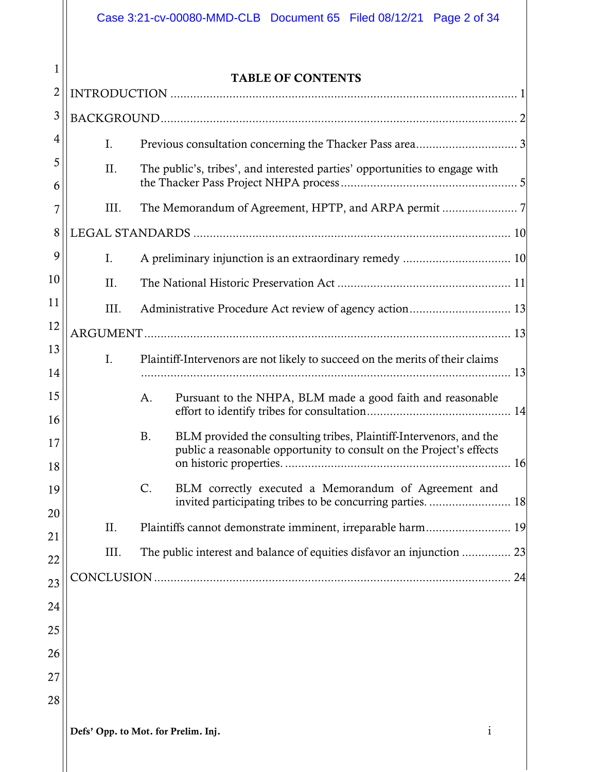## TABLE OF CONTENTS

INTRODUCTION .......... 1

BACKGROUND .......... 2

- I. Previous consultation concerning the Thacker Pass area .......... 3
- II. The public's, tribes', and interested parties' opportunities to engage with the Thacker Pass Project NHPA process .......... 5
- III. The Memorandum of Agreement, HPTP, and ARPA permit .......... 7

LEGAL STANDARDS .......... 10

- I. A preliminary injunction is an extraordinary remedy .......... 10
- II. The National Historic Preservation Act .......... 11
- III. Administrative Procedure Act review of agency action .......... 13

ARGUMENT .......... 13

- I. Plaintiff-Intervenors are not likely to succeed on the merits of their claims .......... 13
  - A. Pursuant to the NHPA, BLM made a good faith and reasonable effort to identify tribes for consultation .......... 14
  - B. BLM provided the consulting tribes, Plaintiff-Intervenors, and the public a reasonable opportunity to consult on the Project's effects on historic properties. .......... 16
  - C. BLM correctly executed a Memorandum of Agreement and invited participating tribes to be concurring parties. .......... 18
- II. Plaintiffs cannot demonstrate imminent, irreparable harm .......... 19
- III. The public interest and balance of equities disfavor an injunction .......... 23

CONCLUSION .......... 24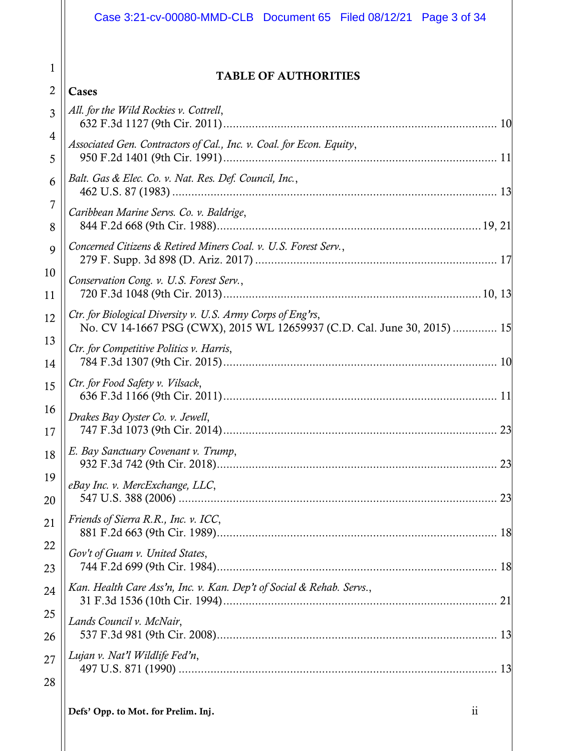## TABLE OF AUTHORITIES

**Cases**

*All. for the Wild Rockies v. Cottrell*,
632 F.3d 1127 (9th Cir. 2011) .......... 10

*Associated Gen. Contractors of Cal., Inc. v. Coal. for Econ. Equity*,
950 F.2d 1401 (9th Cir. 1991) .......... 11

*Balt. Gas & Elec. Co. v. Nat. Res. Def. Council, Inc.*,
462 U.S. 87 (1983) .......... 13

*Caribbean Marine Servs. Co. v. Baldrige*,
844 F.2d 668 (9th Cir. 1988) .......... 19, 21

*Concerned Citizens & Retired Miners Coal. v. U.S. Forest Serv.*,
279 F. Supp. 3d 898 (D. Ariz. 2017) .......... 17

*Conservation Cong. v. U.S. Forest Serv.*,
720 F.3d 1048 (9th Cir. 2013) .......... 10, 13

*Ctr. for Biological Diversity v. U.S. Army Corps of Eng'rs*,
No. CV 14-1667 PSG (CWX), 2015 WL 12659937 (C.D. Cal. June 30, 2015) .......... 15

*Ctr. for Competitive Politics v. Harris*,
784 F.3d 1307 (9th Cir. 2015) .......... 10

*Ctr. for Food Safety v. Vilsack*,
636 F.3d 1166 (9th Cir. 2011) .......... 11

*Drakes Bay Oyster Co. v. Jewell*,
747 F.3d 1073 (9th Cir. 2014) .......... 23

*E. Bay Sanctuary Covenant v. Trump*,
932 F.3d 742 (9th Cir. 2018) .......... 23

*eBay Inc. v. MercExchange, LLC*,
547 U.S. 388 (2006) .......... 23

*Friends of Sierra R.R., Inc. v. ICC*,
881 F.2d 663 (9th Cir. 1989) .......... 18

*Gov't of Guam v. United States*,
744 F.2d 699 (9th Cir. 1984) .......... 18

*Kan. Health Care Ass'n, Inc. v. Kan. Dep't of Social & Rehab. Servs.*,
31 F.3d 1536 (10th Cir. 1994) .......... 21

*Lands Council v. McNair*,
537 F.3d 981 (9th Cir. 2008) .......... 13

*Lujan v. Nat'l Wildlife Fed'n*,
497 U.S. 871 (1990) .......... 13

Defs' Opp. to Mot. for Prelim. Inj.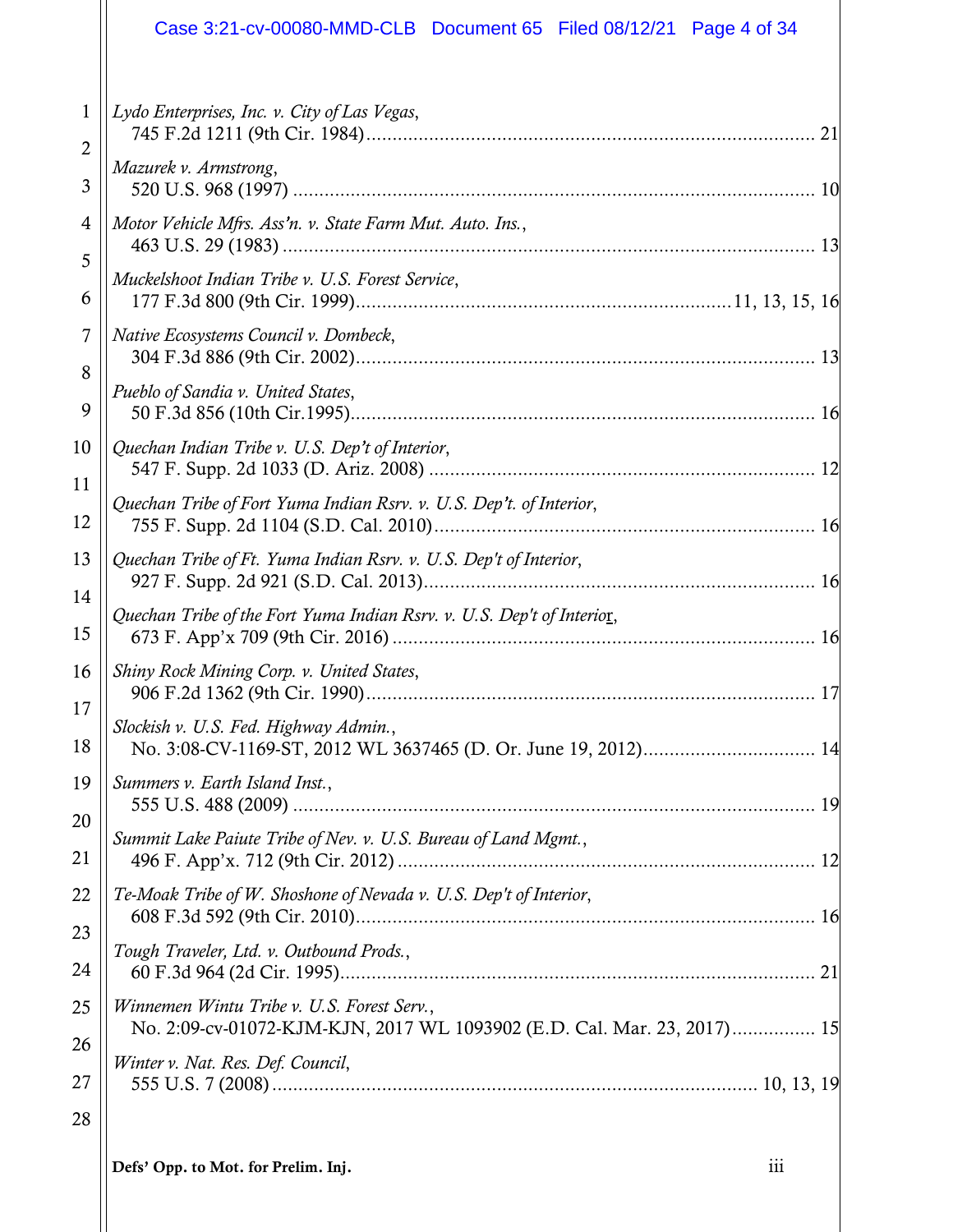*Lydo Enterprises, Inc. v. City of Las Vegas*,
745 F.2d 1211 (9th Cir. 1984)........................................................................................ 21

*Mazurek v. Armstrong*,
520 U.S. 968 (1997) ....................................................................................................... 10

*Motor Vehicle Mfrs. Ass'n. v. State Farm Mut. Auto. Ins.*,
463 U.S. 29 (1983) ......................................................................................................... 13

*Muckelshoot Indian Tribe v. U.S. Forest Service*,
177 F.3d 800 (9th Cir. 1999)........................................................................11, 13, 15, 16

*Native Ecosystems Council v. Dombeck*,
304 F.3d 886 (9th Cir. 2002).......................................................................................... 13

*Pueblo of Sandia v. United States*,
50 F.3d 856 (10th Cir.1995)........................................................................................... 16

*Quechan Indian Tribe v. U.S. Dep't of Interior*,
547 F. Supp. 2d 1033 (D. Ariz. 2008) ........................................................................... 12

*Quechan Tribe of Fort Yuma Indian Rsrv. v. U.S. Dep't. of Interior*,
755 F. Supp. 2d 1104 (S.D. Cal. 2010).......................................................................... 16

*Quechan Tribe of Ft. Yuma Indian Rsrv. v. U.S. Dep't of Interior*,
927 F. Supp. 2d 921 (S.D. Cal. 2013)............................................................................ 16

*Quechan Tribe of the Fort Yuma Indian Rsrv. v. U.S. Dep't of Interior*,
673 F. App'x 709 (9th Cir. 2016) .................................................................................. 16

*Shiny Rock Mining Corp. v. United States*,
906 F.2d 1362 (9th Cir. 1990)........................................................................................ 17

*Slockish v. U.S. Fed. Highway Admin.*,
No. 3:08-CV-1169-ST, 2012 WL 3637465 (D. Or. June 19, 2012)................................. 14

*Summers v. Earth Island Inst.*,
555 U.S. 488 (2009) ....................................................................................................... 19

*Summit Lake Paiute Tribe of Nev. v. U.S. Bureau of Land Mgmt.*,
496 F. App'x. 712 (9th Cir. 2012) ................................................................................. 12

*Te-Moak Tribe of W. Shoshone of Nevada v. U.S. Dep't of Interior*,
608 F.3d 592 (9th Cir. 2010).......................................................................................... 16

*Tough Traveler, Ltd. v. Outbound Prods.*,
60 F.3d 964 (2d Cir. 1995)............................................................................................. 21

*Winnemen Wintu Tribe v. U.S. Forest Serv.*,
No. 2:09-cv-01072-KJM-KJN, 2017 WL 1093902 (E.D. Cal. Mar. 23, 2017)................ 15

*Winter v. Nat. Res. Def. Council*,
555 U.S. 7 (2008) ............................................................................................. 10, 13, 19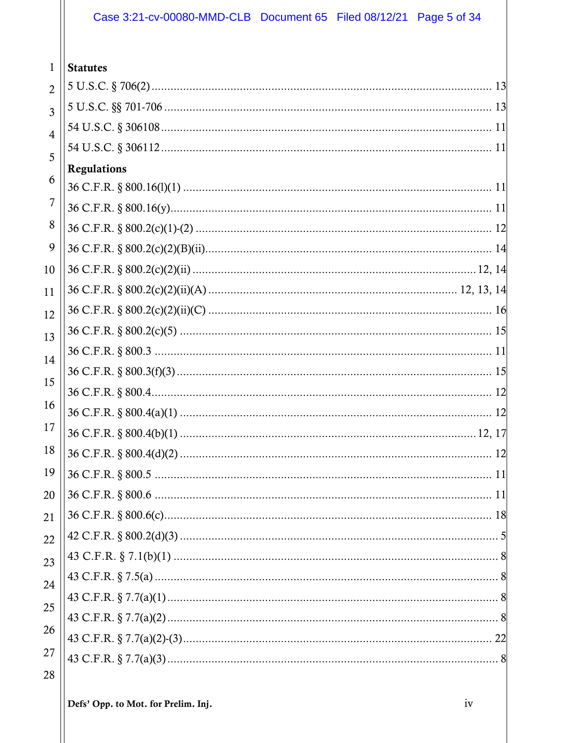**Statutes**

5 U.S.C. § 706(2) ........................................................................................... 13

5 U.S.C. §§ 701-706 ....................................................................................... 13

54 U.S.C. § 306108 ........................................................................................ 11

54 U.S.C. § 306112 ........................................................................................ 11

**Regulations**

36 C.F.R. § 800.16(l)(1) .................................................................................. 11

36 C.F.R. § 800.16(y) ..................................................................................... 11

36 C.F.R. § 800.2(c)(1)-(2) ............................................................................. 12

36 C.F.R. § 800.2(c)(2)(B)(ii) .......................................................................... 14

36 C.F.R. § 800.2(c)(2)(ii) ........................................................................ 12, 14

36 C.F.R. § 800.2(c)(2)(ii)(A) ............................................................... 12, 13, 14

36 C.F.R. § 800.2(c)(2)(ii)(C) .......................................................................... 16

36 C.F.R. § 800.2(c)(5) ................................................................................... 15

36 C.F.R. § 800.3 ........................................................................................... 11

36 C.F.R. § 800.3(f)(3) .................................................................................... 15

36 C.F.R. § 800.4 ............................................................................................ 12

36 C.F.R. § 800.4(a)(1) ................................................................................... 12

36 C.F.R. § 800.4(b)(1) ............................................................................. 12, 17

36 C.F.R. § 800.4(d)(2) ................................................................................... 12

36 C.F.R. § 800.5 ........................................................................................... 11

36 C.F.R. § 800.6 ........................................................................................... 11

36 C.F.R. § 800.6(c) ........................................................................................ 18

42 C.F.R. § 800.2(d)(3) ..................................................................................... 5

43 C.F.R. § 7.1(b)(1) ........................................................................................ 8

43 C.F.R. § 7.5(a) ............................................................................................. 8

43 C.F.R. § 7.7(a)(1) ......................................................................................... 8

43 C.F.R. § 7.7(a)(2) ......................................................................................... 8

43 C.F.R. § 7.7(a)(2)-(3) .................................................................................. 22

43 C.F.R. § 7.7(a)(3) ......................................................................................... 8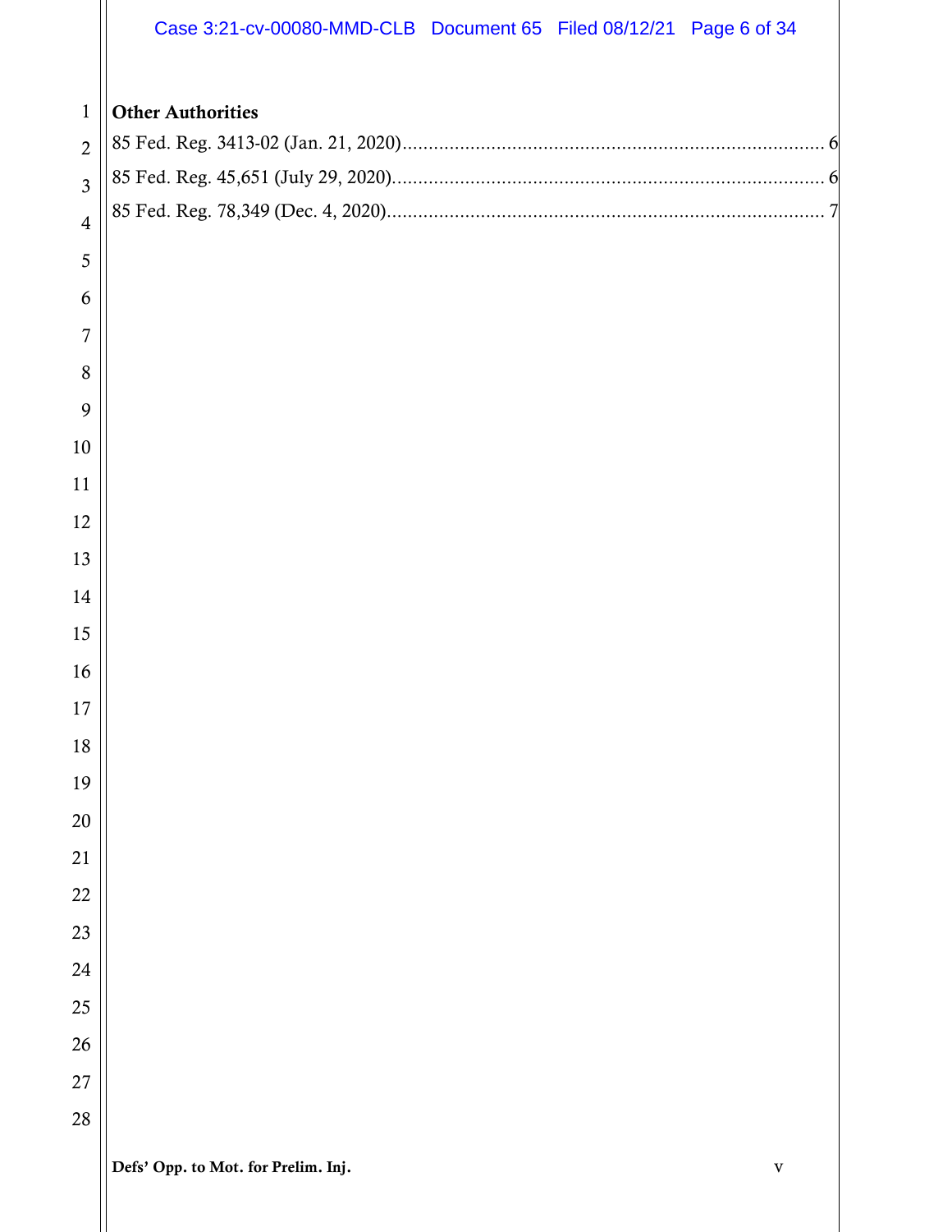**Other Authorities**

85 Fed. Reg. 3413-02 (Jan. 21, 2020)................................................................................ 6

85 Fed. Reg. 45,651 (July 29, 2020)................................................................................. 6

85 Fed. Reg. 78,349 (Dec. 4, 2020).................................................................................. 7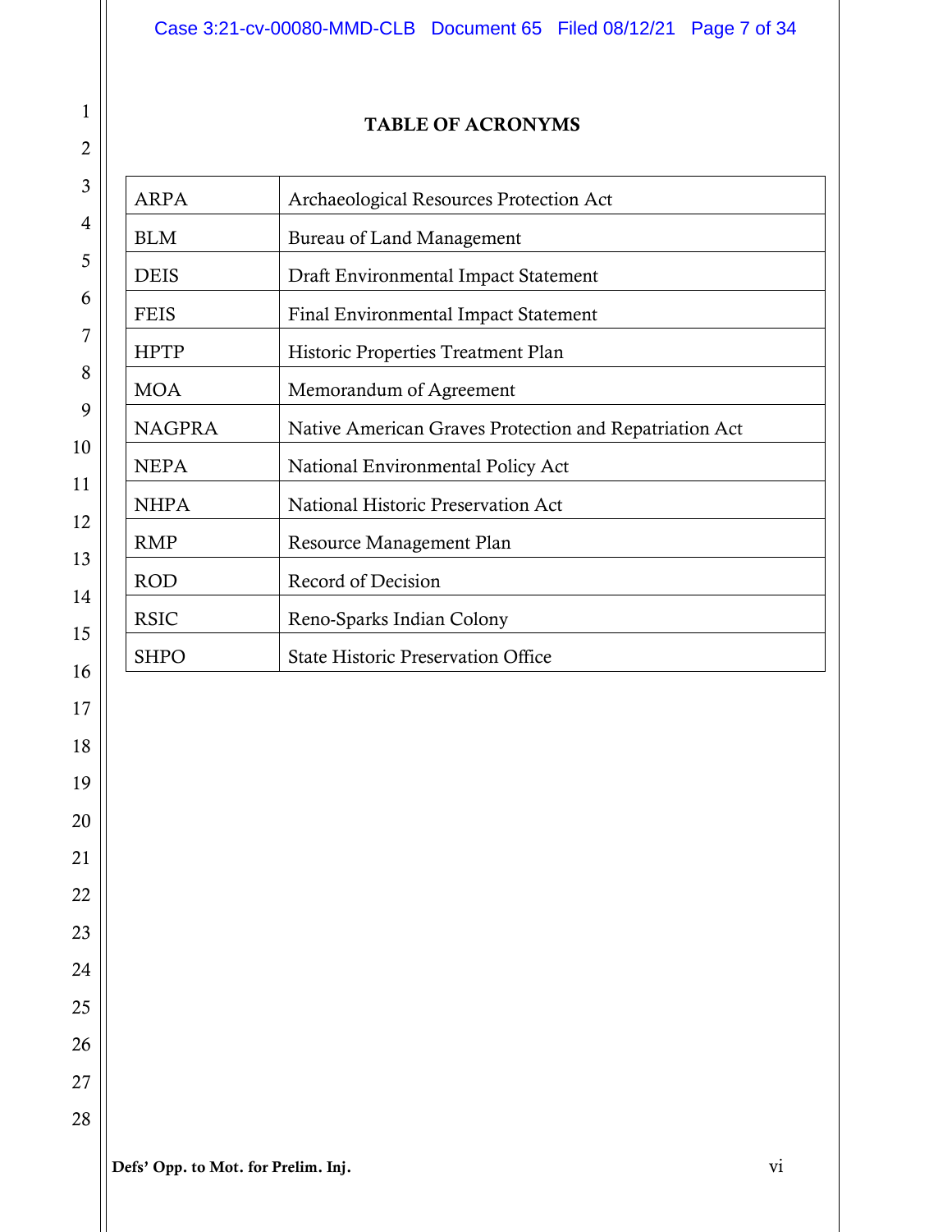## TABLE OF ACRONYMS

| | |
|---|---|
| ARPA | Archaeological Resources Protection Act |
| BLM | Bureau of Land Management |
| DEIS | Draft Environmental Impact Statement |
| FEIS | Final Environmental Impact Statement |
| HPTP | Historic Properties Treatment Plan |
| MOA | Memorandum of Agreement |
| NAGPRA | Native American Graves Protection and Repatriation Act |
| NEPA | National Environmental Policy Act |
| NHPA | National Historic Preservation Act |
| RMP | Resource Management Plan |
| ROD | Record of Decision |
| RSIC | Reno-Sparks Indian Colony |
| SHPO | State Historic Preservation Office |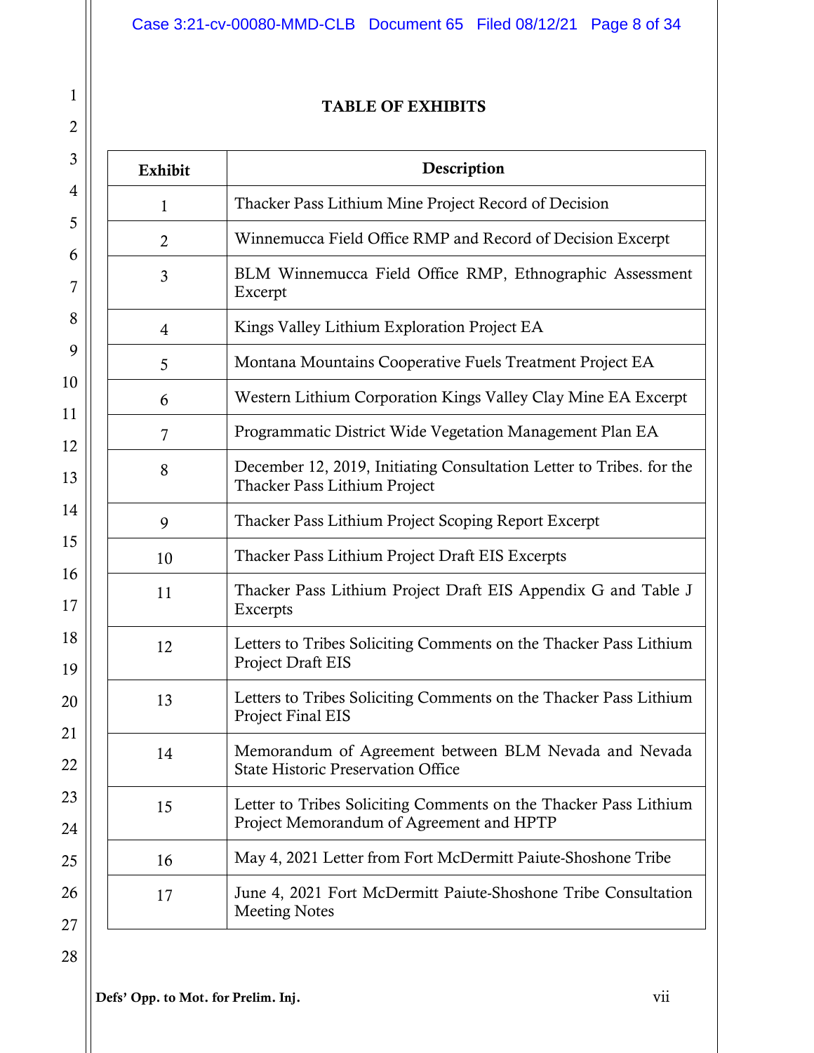**TABLE OF EXHIBITS**

| Exhibit | Description |
|---|---|
| 1 | Thacker Pass Lithium Mine Project Record of Decision |
| 2 | Winnemucca Field Office RMP and Record of Decision Excerpt |
| 3 | BLM Winnemucca Field Office RMP, Ethnographic Assessment Excerpt |
| 4 | Kings Valley Lithium Exploration Project EA |
| 5 | Montana Mountains Cooperative Fuels Treatment Project EA |
| 6 | Western Lithium Corporation Kings Valley Clay Mine EA Excerpt |
| 7 | Programmatic District Wide Vegetation Management Plan EA |
| 8 | December 12, 2019, Initiating Consultation Letter to Tribes. for the Thacker Pass Lithium Project |
| 9 | Thacker Pass Lithium Project Scoping Report Excerpt |
| 10 | Thacker Pass Lithium Project Draft EIS Excerpts |
| 11 | Thacker Pass Lithium Project Draft EIS Appendix G and Table J Excerpts |
| 12 | Letters to Tribes Soliciting Comments on the Thacker Pass Lithium Project Draft EIS |
| 13 | Letters to Tribes Soliciting Comments on the Thacker Pass Lithium Project Final EIS |
| 14 | Memorandum of Agreement between BLM Nevada and Nevada State Historic Preservation Office |
| 15 | Letter to Tribes Soliciting Comments on the Thacker Pass Lithium Project Memorandum of Agreement and HPTP |
| 16 | May 4, 2021 Letter from Fort McDermitt Paiute-Shoshone Tribe |
| 17 | June 4, 2021 Fort McDermitt Paiute-Shoshone Tribe Consultation Meeting Notes |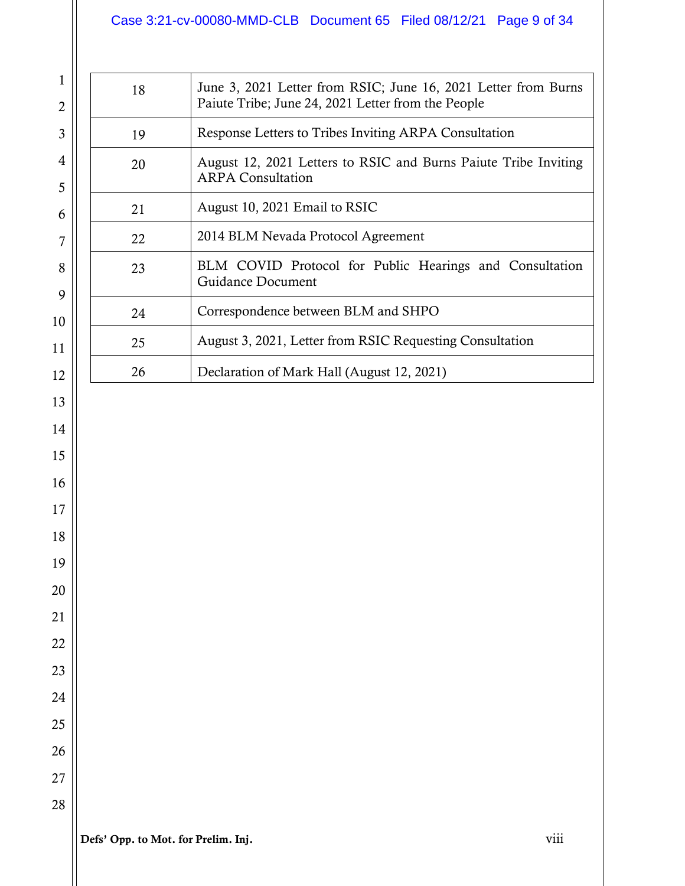| | |
|---|---|
| 18 | June 3, 2021 Letter from RSIC; June 16, 2021 Letter from Burns Paiute Tribe; June 24, 2021 Letter from the People |
| 19 | Response Letters to Tribes Inviting ARPA Consultation |
| 20 | August 12, 2021 Letters to RSIC and Burns Paiute Tribe Inviting ARPA Consultation |
| 21 | August 10, 2021 Email to RSIC |
| 22 | 2014 BLM Nevada Protocol Agreement |
| 23 | BLM COVID Protocol for Public Hearings and Consultation Guidance Document |
| 24 | Correspondence between BLM and SHPO |
| 25 | August 3, 2021, Letter from RSIC Requesting Consultation |
| 26 | Declaration of Mark Hall (August 12, 2021) |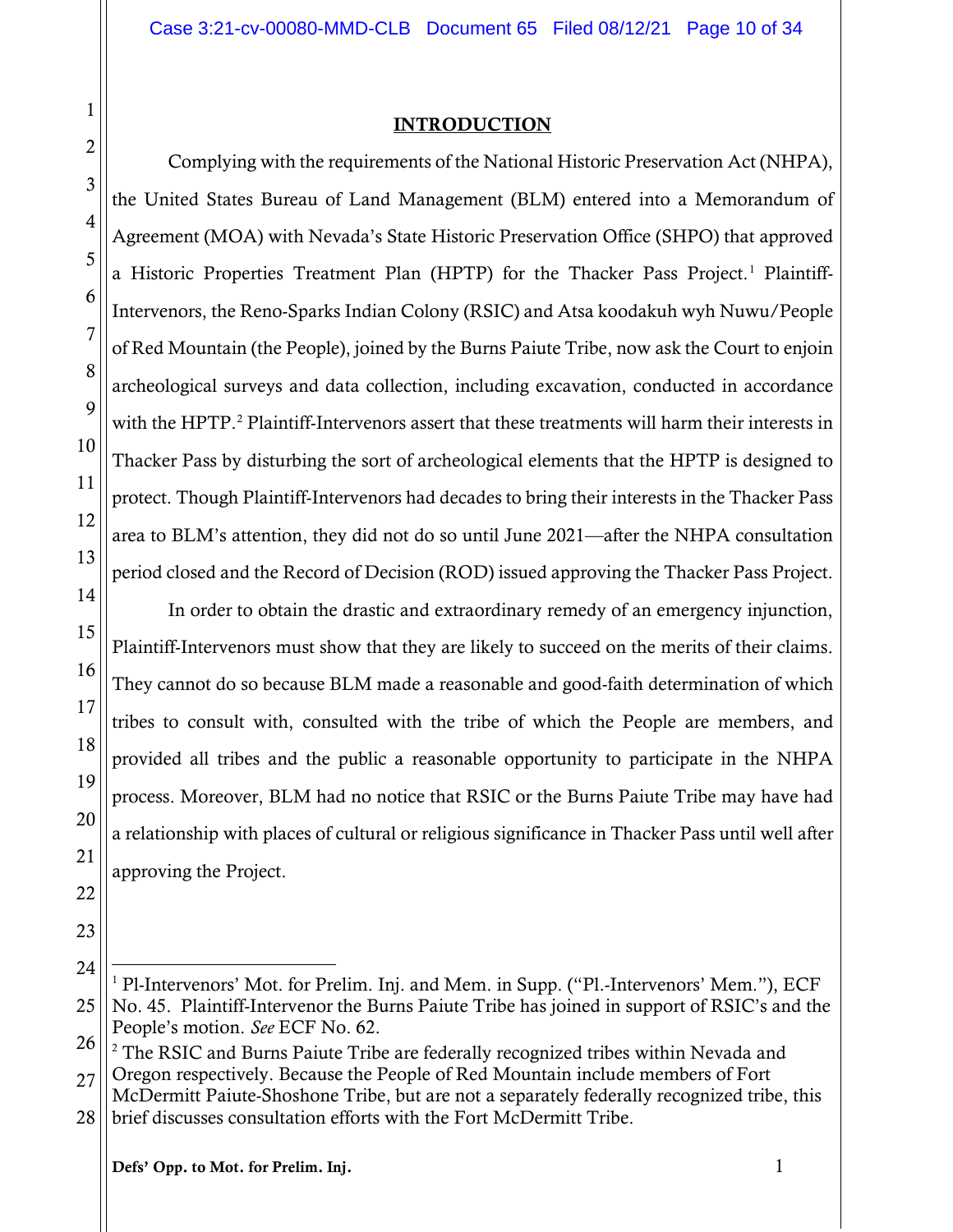## INTRODUCTION

Complying with the requirements of the National Historic Preservation Act (NHPA), the United States Bureau of Land Management (BLM) entered into a Memorandum of Agreement (MOA) with Nevada's State Historic Preservation Office (SHPO) that approved a Historic Properties Treatment Plan (HPTP) for the Thacker Pass Project.[1] Plaintiff-Intervenors, the Reno-Sparks Indian Colony (RSIC) and Atsa koodakuh wyh Nuwu/People of Red Mountain (the People), joined by the Burns Paiute Tribe, now ask the Court to enjoin archeological surveys and data collection, including excavation, conducted in accordance with the HPTP.[2] Plaintiff-Intervenors assert that these treatments will harm their interests in Thacker Pass by disturbing the sort of archeological elements that the HPTP is designed to protect. Though Plaintiff-Intervenors had decades to bring their interests in the Thacker Pass area to BLM's attention, they did not do so until June 2021—after the NHPA consultation period closed and the Record of Decision (ROD) issued approving the Thacker Pass Project.

In order to obtain the drastic and extraordinary remedy of an emergency injunction, Plaintiff-Intervenors must show that they are likely to succeed on the merits of their claims. They cannot do so because BLM made a reasonable and good-faith determination of which tribes to consult with, consulted with the tribe of which the People are members, and provided all tribes and the public a reasonable opportunity to participate in the NHPA process. Moreover, BLM had no notice that RSIC or the Burns Paiute Tribe may have had a relationship with places of cultural or religious significance in Thacker Pass until well after approving the Project.

---

[1] Pl-Intervenors' Mot. for Prelim. Inj. and Mem. in Supp. ("Pl.-Intervenors' Mem."), ECF No. 45. Plaintiff-Intervenor the Burns Paiute Tribe has joined in support of RSIC's and the People's motion. *See* ECF No. 62.

[2] The RSIC and Burns Paiute Tribe are federally recognized tribes within Nevada and Oregon respectively. Because the People of Red Mountain include members of Fort McDermitt Paiute-Shoshone Tribe, but are not a separately federally recognized tribe, this brief discusses consultation efforts with the Fort McDermitt Tribe.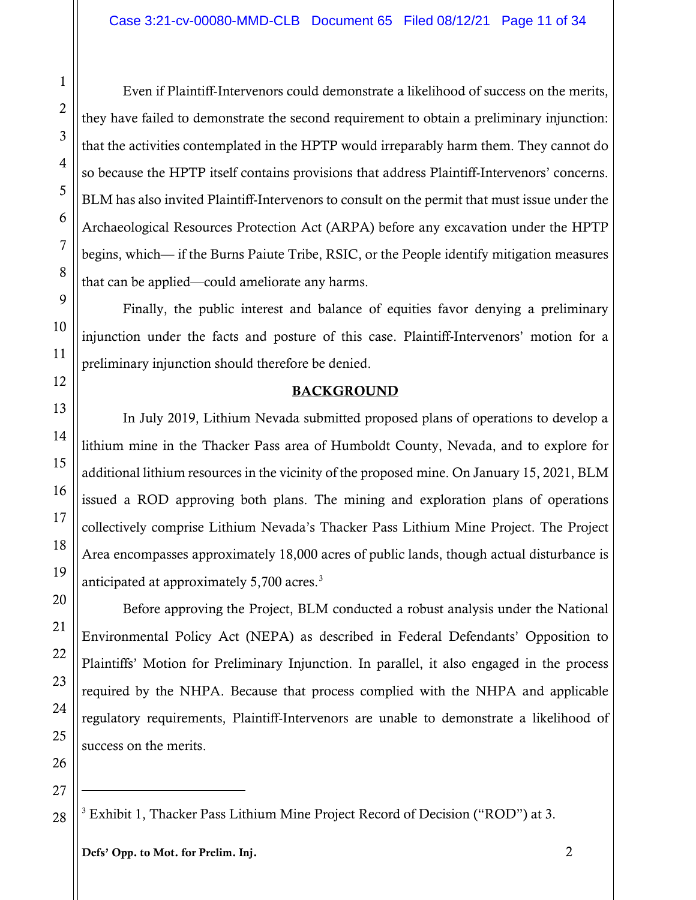Even if Plaintiff-Intervenors could demonstrate a likelihood of success on the merits, they have failed to demonstrate the second requirement to obtain a preliminary injunction: that the activities contemplated in the HPTP would irreparably harm them. They cannot do so because the HPTP itself contains provisions that address Plaintiff-Intervenors' concerns. BLM has also invited Plaintiff-Intervenors to consult on the permit that must issue under the Archaeological Resources Protection Act (ARPA) before any excavation under the HPTP begins, which— if the Burns Paiute Tribe, RSIC, or the People identify mitigation measures that can be applied—could ameliorate any harms.

Finally, the public interest and balance of equities favor denying a preliminary injunction under the facts and posture of this case. Plaintiff-Intervenors' motion for a preliminary injunction should therefore be denied.

## BACKGROUND

In July 2019, Lithium Nevada submitted proposed plans of operations to develop a lithium mine in the Thacker Pass area of Humboldt County, Nevada, and to explore for additional lithium resources in the vicinity of the proposed mine. On January 15, 2021, BLM issued a ROD approving both plans. The mining and exploration plans of operations collectively comprise Lithium Nevada's Thacker Pass Lithium Mine Project. The Project Area encompasses approximately 18,000 acres of public lands, though actual disturbance is anticipated at approximately 5,700 acres.[3]

Before approving the Project, BLM conducted a robust analysis under the National Environmental Policy Act (NEPA) as described in Federal Defendants' Opposition to Plaintiffs' Motion for Preliminary Injunction. In parallel, it also engaged in the process required by the NHPA. Because that process complied with the NHPA and applicable regulatory requirements, Plaintiff-Intervenors are unable to demonstrate a likelihood of success on the merits.

---

[3] Exhibit 1, Thacker Pass Lithium Mine Project Record of Decision ("ROD") at 3.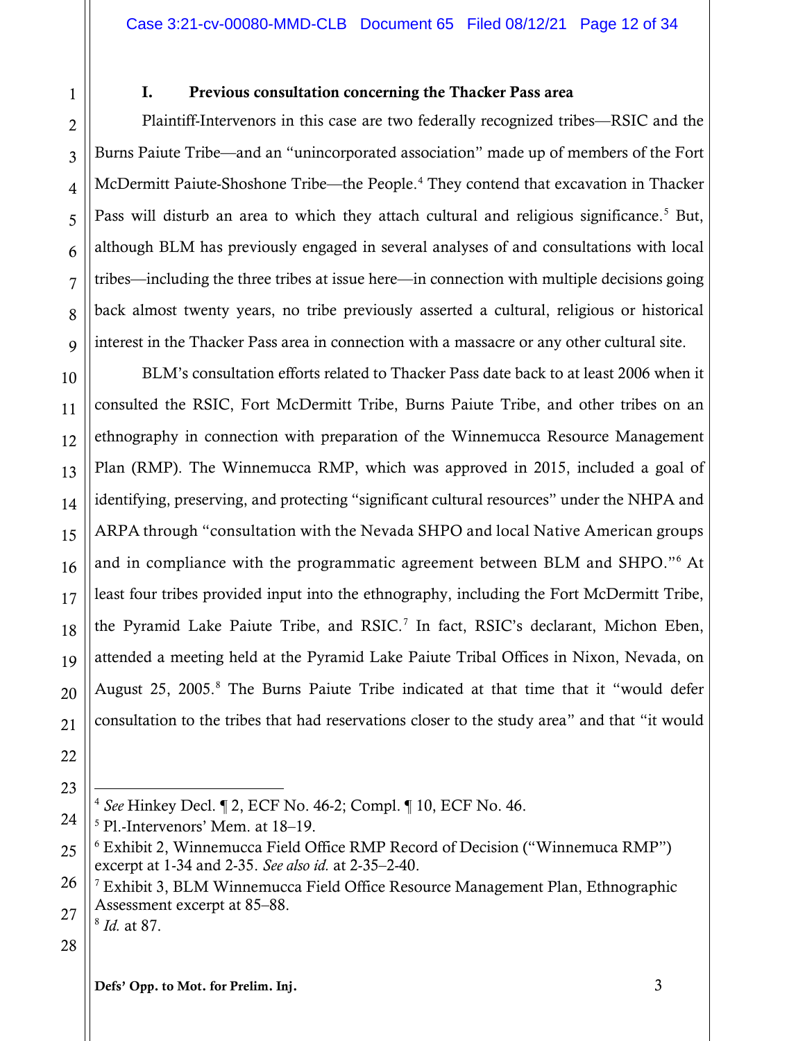## I. Previous consultation concerning the Thacker Pass area

Plaintiff-Intervenors in this case are two federally recognized tribes—RSIC and the Burns Paiute Tribe—and an "unincorporated association" made up of members of the Fort McDermitt Paiute-Shoshone Tribe—the People.[4] They contend that excavation in Thacker Pass will disturb an area to which they attach cultural and religious significance.[5] But, although BLM has previously engaged in several analyses of and consultations with local tribes—including the three tribes at issue here—in connection with multiple decisions going back almost twenty years, no tribe previously asserted a cultural, religious or historical interest in the Thacker Pass area in connection with a massacre or any other cultural site.

BLM's consultation efforts related to Thacker Pass date back to at least 2006 when it consulted the RSIC, Fort McDermitt Tribe, Burns Paiute Tribe, and other tribes on an ethnography in connection with preparation of the Winnemucca Resource Management Plan (RMP). The Winnemucca RMP, which was approved in 2015, included a goal of identifying, preserving, and protecting "significant cultural resources" under the NHPA and ARPA through "consultation with the Nevada SHPO and local Native American groups and in compliance with the programmatic agreement between BLM and SHPO."[6] At least four tribes provided input into the ethnography, including the Fort McDermitt Tribe, the Pyramid Lake Paiute Tribe, and RSIC.[7] In fact, RSIC's declarant, Michon Eben, attended a meeting held at the Pyramid Lake Paiute Tribal Offices in Nixon, Nevada, on August 25, 2005.[8] The Burns Paiute Tribe indicated at that time that it "would defer consultation to the tribes that had reservations closer to the study area" and that "it would

---

[4] *See* Hinkey Decl. ¶ 2, ECF No. 46-2; Compl. ¶ 10, ECF No. 46.

[5] Pl.-Intervenors' Mem. at 18–19.

[6] Exhibit 2, Winnemucca Field Office RMP Record of Decision ("Winnemuca RMP") excerpt at 1-34 and 2-35. *See also id.* at 2-35–2-40.

[7] Exhibit 3, BLM Winnemucca Field Office Resource Management Plan, Ethnographic Assessment excerpt at 85–88.

[8] *Id.* at 87.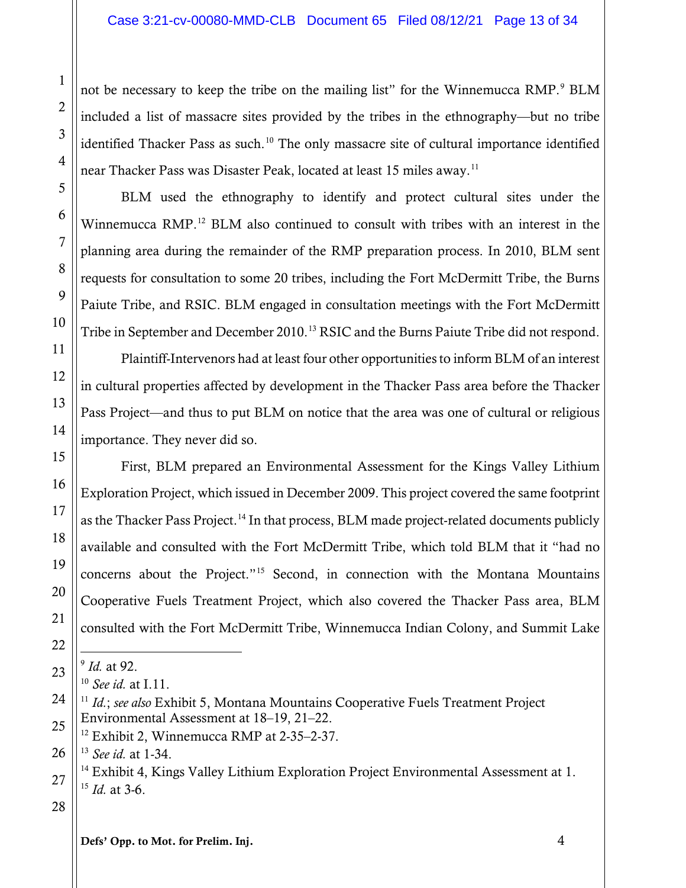not be necessary to keep the tribe on the mailing list" for the Winnemucca RMP.[9] BLM included a list of massacre sites provided by the tribes in the ethnography—but no tribe identified Thacker Pass as such.[10] The only massacre site of cultural importance identified near Thacker Pass was Disaster Peak, located at least 15 miles away.[11]

BLM used the ethnography to identify and protect cultural sites under the Winnemucca RMP.[12] BLM also continued to consult with tribes with an interest in the planning area during the remainder of the RMP preparation process. In 2010, BLM sent requests for consultation to some 20 tribes, including the Fort McDermitt Tribe, the Burns Paiute Tribe, and RSIC. BLM engaged in consultation meetings with the Fort McDermitt Tribe in September and December 2010.[13] RSIC and the Burns Paiute Tribe did not respond.

Plaintiff-Intervenors had at least four other opportunities to inform BLM of an interest in cultural properties affected by development in the Thacker Pass area before the Thacker Pass Project—and thus to put BLM on notice that the area was one of cultural or religious importance. They never did so.

First, BLM prepared an Environmental Assessment for the Kings Valley Lithium Exploration Project, which issued in December 2009. This project covered the same footprint as the Thacker Pass Project.[14] In that process, BLM made project-related documents publicly available and consulted with the Fort McDermitt Tribe, which told BLM that it "had no concerns about the Project."[15] Second, in connection with the Montana Mountains Cooperative Fuels Treatment Project, which also covered the Thacker Pass area, BLM consulted with the Fort McDermitt Tribe, Winnemucca Indian Colony, and Summit Lake

---

[9] *Id.* at 92.

[10] *See id.* at I.11.

[11] *Id.*; *see also* Exhibit 5, Montana Mountains Cooperative Fuels Treatment Project Environmental Assessment at 18–19, 21–22.

[12] Exhibit 2, Winnemucca RMP at 2-35–2-37.

[13] *See id.* at 1-34.

[14] Exhibit 4, Kings Valley Lithium Exploration Project Environmental Assessment at 1.

[15] *Id.* at 3-6.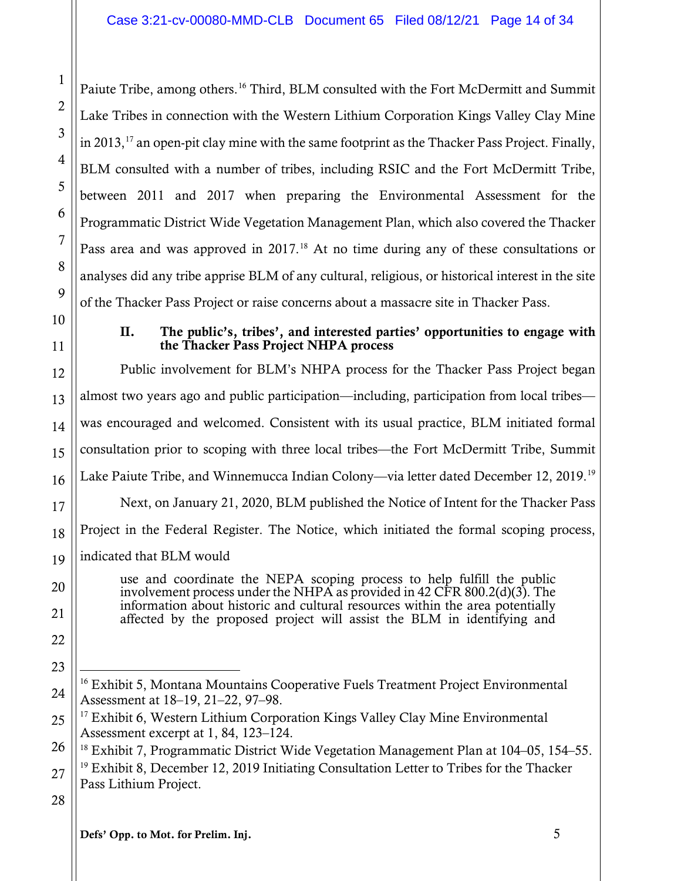Paiute Tribe, among others.[16] Third, BLM consulted with the Fort McDermitt and Summit Lake Tribes in connection with the Western Lithium Corporation Kings Valley Clay Mine in 2013,[17] an open-pit clay mine with the same footprint as the Thacker Pass Project. Finally, BLM consulted with a number of tribes, including RSIC and the Fort McDermitt Tribe, between 2011 and 2017 when preparing the Environmental Assessment for the Programmatic District Wide Vegetation Management Plan, which also covered the Thacker Pass area and was approved in 2017.[18] At no time during any of these consultations or analyses did any tribe apprise BLM of any cultural, religious, or historical interest in the site of the Thacker Pass Project or raise concerns about a massacre site in Thacker Pass.

## II. The public's, tribes', and interested parties' opportunities to engage with the Thacker Pass Project NHPA process

Public involvement for BLM's NHPA process for the Thacker Pass Project began almost two years ago and public participation—including, participation from local tribes—was encouraged and welcomed. Consistent with its usual practice, BLM initiated formal consultation prior to scoping with three local tribes—the Fort McDermitt Tribe, Summit Lake Paiute Tribe, and Winnemucca Indian Colony—via letter dated December 12, 2019.[19]

Next, on January 21, 2020, BLM published the Notice of Intent for the Thacker Pass Project in the Federal Register. The Notice, which initiated the formal scoping process, indicated that BLM would

> use and coordinate the NEPA scoping process to help fulfill the public involvement process under the NHPA as provided in 42 CFR 800.2(d)(3). The information about historic and cultural resources within the area potentially affected by the proposed project will assist the BLM in identifying and

---

[16] Exhibit 5, Montana Mountains Cooperative Fuels Treatment Project Environmental Assessment at 18–19, 21–22, 97–98.

[17] Exhibit 6, Western Lithium Corporation Kings Valley Clay Mine Environmental Assessment excerpt at 1, 84, 123–124.

[18] Exhibit 7, Programmatic District Wide Vegetation Management Plan at 104–05, 154–55.

[19] Exhibit 8, December 12, 2019 Initiating Consultation Letter to Tribes for the Thacker Pass Lithium Project.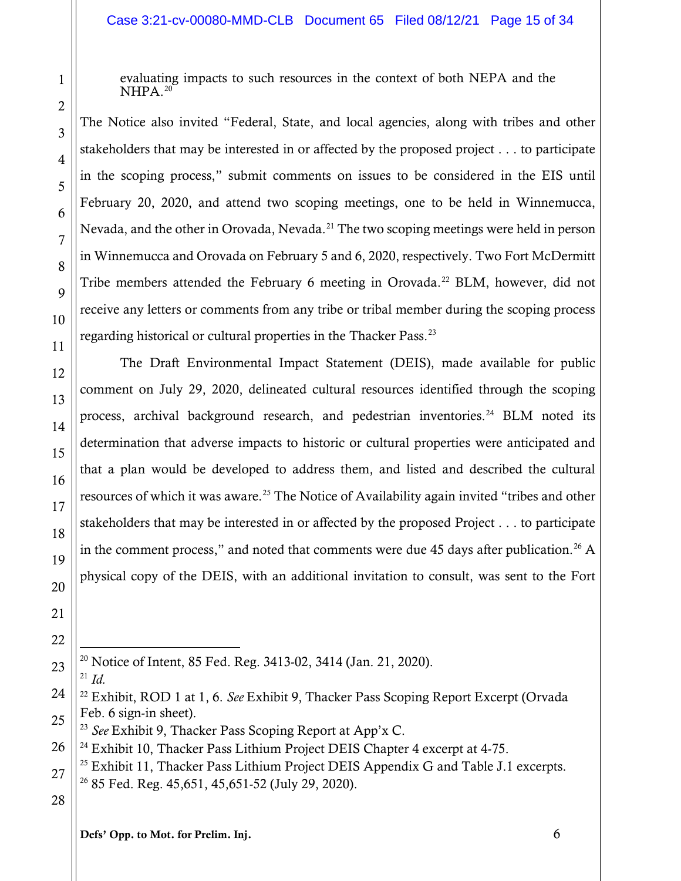evaluating impacts to such resources in the context of both NEPA and the NHPA.[20]

The Notice also invited "Federal, State, and local agencies, along with tribes and other stakeholders that may be interested in or affected by the proposed project . . . to participate in the scoping process," submit comments on issues to be considered in the EIS until February 20, 2020, and attend two scoping meetings, one to be held in Winnemucca, Nevada, and the other in Orovada, Nevada.[21] The two scoping meetings were held in person in Winnemucca and Orovada on February 5 and 6, 2020, respectively. Two Fort McDermitt Tribe members attended the February 6 meeting in Orovada.[22] BLM, however, did not receive any letters or comments from any tribe or tribal member during the scoping process regarding historical or cultural properties in the Thacker Pass.[23]

The Draft Environmental Impact Statement (DEIS), made available for public comment on July 29, 2020, delineated cultural resources identified through the scoping process, archival background research, and pedestrian inventories.[24] BLM noted its determination that adverse impacts to historic or cultural properties were anticipated and that a plan would be developed to address them, and listed and described the cultural resources of which it was aware.[25] The Notice of Availability again invited "tribes and other stakeholders that may be interested in or affected by the proposed Project . . . to participate in the comment process," and noted that comments were due 45 days after publication.[26] A physical copy of the DEIS, with an additional invitation to consult, was sent to the Fort

---

[20] Notice of Intent, 85 Fed. Reg. 3413-02, 3414 (Jan. 21, 2020).

[21] *Id.*

[22] Exhibit, ROD 1 at 1, 6. *See* Exhibit 9, Thacker Pass Scoping Report Excerpt (Orvada Feb. 6 sign-in sheet).

[23] *See* Exhibit 9, Thacker Pass Scoping Report at App'x C.

[24] Exhibit 10, Thacker Pass Lithium Project DEIS Chapter 4 excerpt at 4-75.

[25] Exhibit 11, Thacker Pass Lithium Project DEIS Appendix G and Table J.1 excerpts.

[26] 85 Fed. Reg. 45,651, 45,651-52 (July 29, 2020).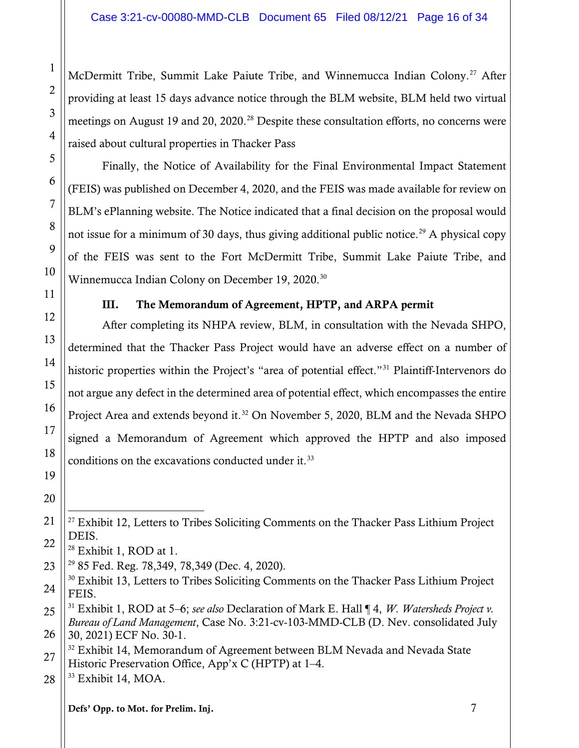McDermitt Tribe, Summit Lake Paiute Tribe, and Winnemucca Indian Colony.[27] After providing at least 15 days advance notice through the BLM website, BLM held two virtual meetings on August 19 and 20, 2020.[28] Despite these consultation efforts, no concerns were raised about cultural properties in Thacker Pass

Finally, the Notice of Availability for the Final Environmental Impact Statement (FEIS) was published on December 4, 2020, and the FEIS was made available for review on BLM's ePlanning website. The Notice indicated that a final decision on the proposal would not issue for a minimum of 30 days, thus giving additional public notice.[29] A physical copy of the FEIS was sent to the Fort McDermitt Tribe, Summit Lake Paiute Tribe, and Winnemucca Indian Colony on December 19, 2020.[30]

### III. The Memorandum of Agreement, HPTP, and ARPA permit

After completing its NHPA review, BLM, in consultation with the Nevada SHPO, determined that the Thacker Pass Project would have an adverse effect on a number of historic properties within the Project's "area of potential effect."[31] Plaintiff-Intervenors do not argue any defect in the determined area of potential effect, which encompasses the entire Project Area and extends beyond it.[32] On November 5, 2020, BLM and the Nevada SHPO signed a Memorandum of Agreement which approved the HPTP and also imposed conditions on the excavations conducted under it.[33]

---

[27] Exhibit 12, Letters to Tribes Soliciting Comments on the Thacker Pass Lithium Project DEIS.

[28] Exhibit 1, ROD at 1.

[29] 85 Fed. Reg. 78,349, 78,349 (Dec. 4, 2020).

[30] Exhibit 13, Letters to Tribes Soliciting Comments on the Thacker Pass Lithium Project FEIS.

[31] Exhibit 1, ROD at 5–6; *see also* Declaration of Mark E. Hall ¶ 4, *W. Watersheds Project v. Bureau of Land Management*, Case No. 3:21-cv-103-MMD-CLB (D. Nev. consolidated July 30, 2021) ECF No. 30-1.

[32] Exhibit 14, Memorandum of Agreement between BLM Nevada and Nevada State Historic Preservation Office, App'x C (HPTP) at 1–4.

[33] Exhibit 14, MOA.

**Defs' Opp. to Mot. for Prelim. Inj.**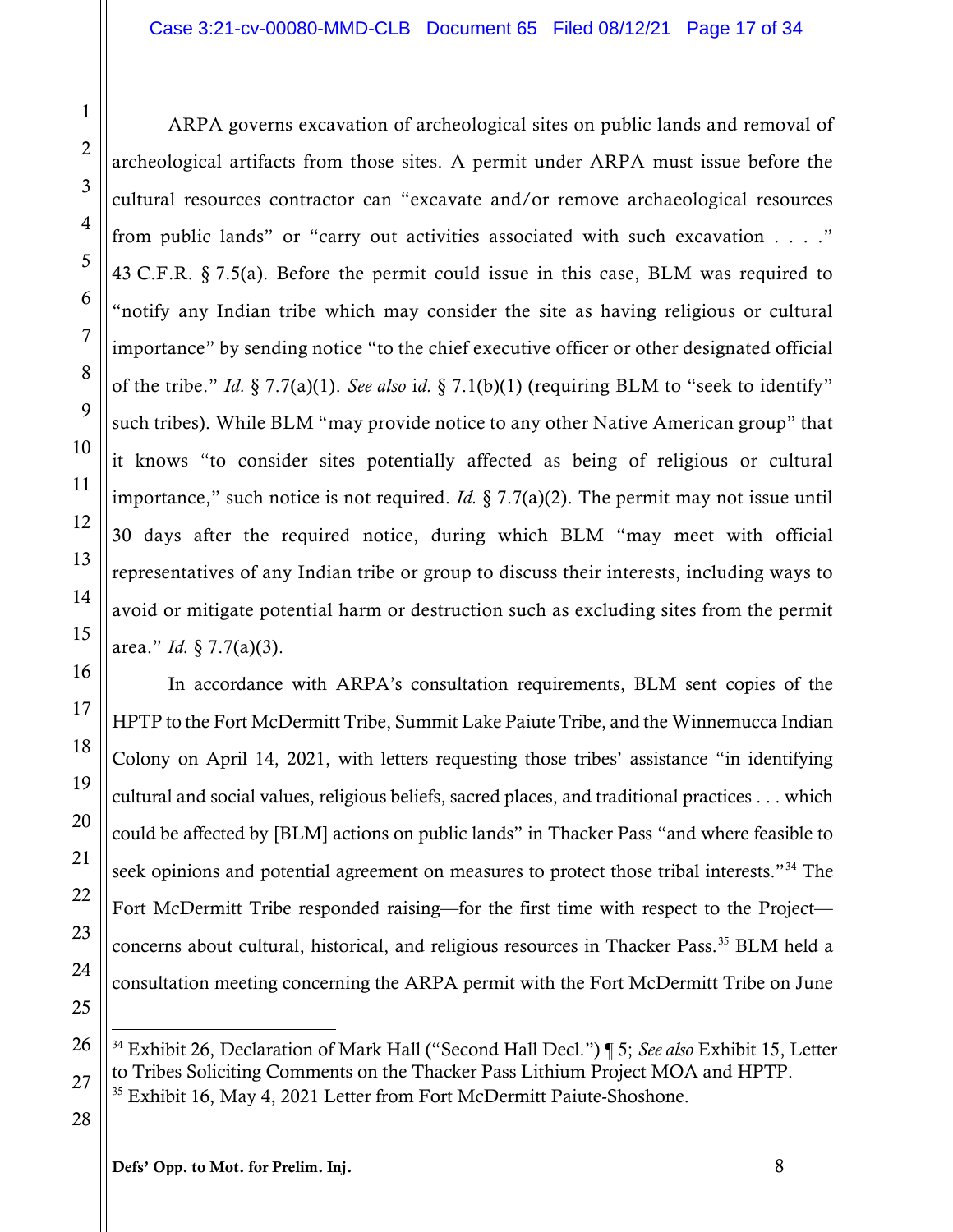ARPA governs excavation of archeological sites on public lands and removal of archeological artifacts from those sites. A permit under ARPA must issue before the cultural resources contractor can "excavate and/or remove archaeological resources from public lands" or "carry out activities associated with such excavation . . . ." 43 C.F.R. § 7.5(a). Before the permit could issue in this case, BLM was required to "notify any Indian tribe which may consider the site as having religious or cultural importance" by sending notice "to the chief executive officer or other designated official of the tribe." *Id.* § 7.7(a)(1). *See also* i*d.* § 7.1(b)(1) (requiring BLM to "seek to identify" such tribes). While BLM "may provide notice to any other Native American group" that it knows "to consider sites potentially affected as being of religious or cultural importance," such notice is not required. *Id.* § 7.7(a)(2). The permit may not issue until 30 days after the required notice, during which BLM "may meet with official representatives of any Indian tribe or group to discuss their interests, including ways to avoid or mitigate potential harm or destruction such as excluding sites from the permit area." *Id.* § 7.7(a)(3).

In accordance with ARPA's consultation requirements, BLM sent copies of the HPTP to the Fort McDermitt Tribe, Summit Lake Paiute Tribe, and the Winnemucca Indian Colony on April 14, 2021, with letters requesting those tribes' assistance "in identifying cultural and social values, religious beliefs, sacred places, and traditional practices . . . which could be affected by [BLM] actions on public lands" in Thacker Pass "and where feasible to seek opinions and potential agreement on measures to protect those tribal interests."[34] The Fort McDermitt Tribe responded raising—for the first time with respect to the Project—concerns about cultural, historical, and religious resources in Thacker Pass.[35] BLM held a consultation meeting concerning the ARPA permit with the Fort McDermitt Tribe on June

---

[34] Exhibit 26, Declaration of Mark Hall ("Second Hall Decl.") ¶ 5; *See also* Exhibit 15, Letter to Tribes Soliciting Comments on the Thacker Pass Lithium Project MOA and HPTP.

[35] Exhibit 16, May 4, 2021 Letter from Fort McDermitt Paiute-Shoshone.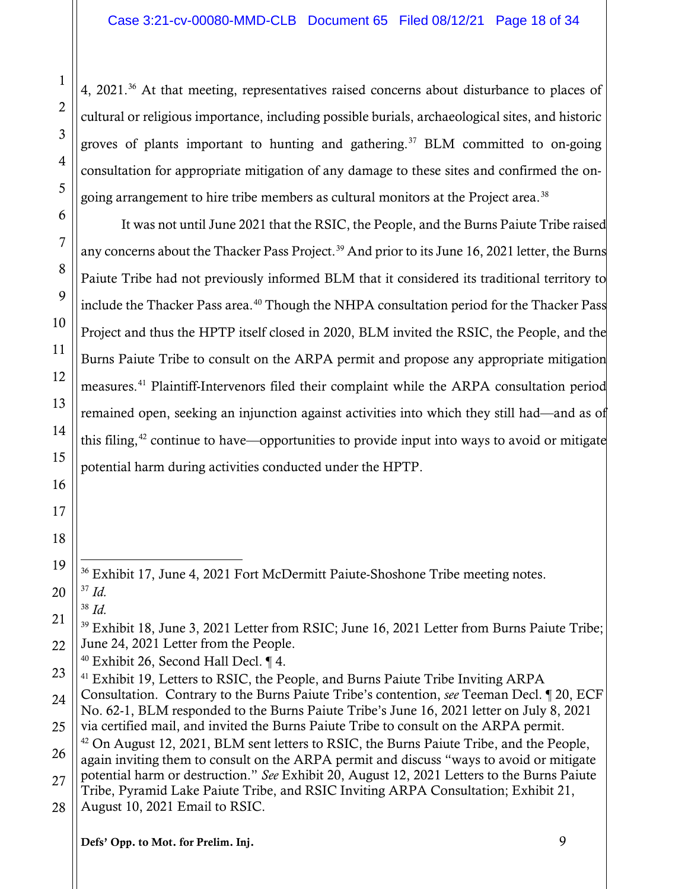4, 2021.[36] At that meeting, representatives raised concerns about disturbance to places of cultural or religious importance, including possible burials, archaeological sites, and historic groves of plants important to hunting and gathering.[37] BLM committed to on-going consultation for appropriate mitigation of any damage to these sites and confirmed the on-going arrangement to hire tribe members as cultural monitors at the Project area.[38]

It was not until June 2021 that the RSIC, the People, and the Burns Paiute Tribe raised any concerns about the Thacker Pass Project.[39] And prior to its June 16, 2021 letter, the Burns Paiute Tribe had not previously informed BLM that it considered its traditional territory to include the Thacker Pass area.[40] Though the NHPA consultation period for the Thacker Pass Project and thus the HPTP itself closed in 2020, BLM invited the RSIC, the People, and the Burns Paiute Tribe to consult on the ARPA permit and propose any appropriate mitigation measures.[41] Plaintiff-Intervenors filed their complaint while the ARPA consultation period remained open, seeking an injunction against activities into which they still had—and as of this filing,[42] continue to have—opportunities to provide input into ways to avoid or mitigate potential harm during activities conducted under the HPTP.

---

[36] Exhibit 17, June 4, 2021 Fort McDermitt Paiute-Shoshone Tribe meeting notes.

[37] *Id.*

[38] *Id.*

[39] Exhibit 18, June 3, 2021 Letter from RSIC; June 16, 2021 Letter from Burns Paiute Tribe; June 24, 2021 Letter from the People.

[40] Exhibit 26, Second Hall Decl. ¶ 4.

[41] Exhibit 19, Letters to RSIC, the People, and Burns Paiute Tribe Inviting ARPA Consultation. Contrary to the Burns Paiute Tribe's contention, *see* Teeman Decl. ¶ 20, ECF No. 62-1, BLM responded to the Burns Paiute Tribe's June 16, 2021 letter on July 8, 2021 via certified mail, and invited the Burns Paiute Tribe to consult on the ARPA permit.

[42] On August 12, 2021, BLM sent letters to RSIC, the Burns Paiute Tribe, and the People, again inviting them to consult on the ARPA permit and discuss "ways to avoid or mitigate potential harm or destruction." *See* Exhibit 20, August 12, 2021 Letters to the Burns Paiute Tribe, Pyramid Lake Paiute Tribe, and RSIC Inviting ARPA Consultation; Exhibit 21, August 10, 2021 Email to RSIC.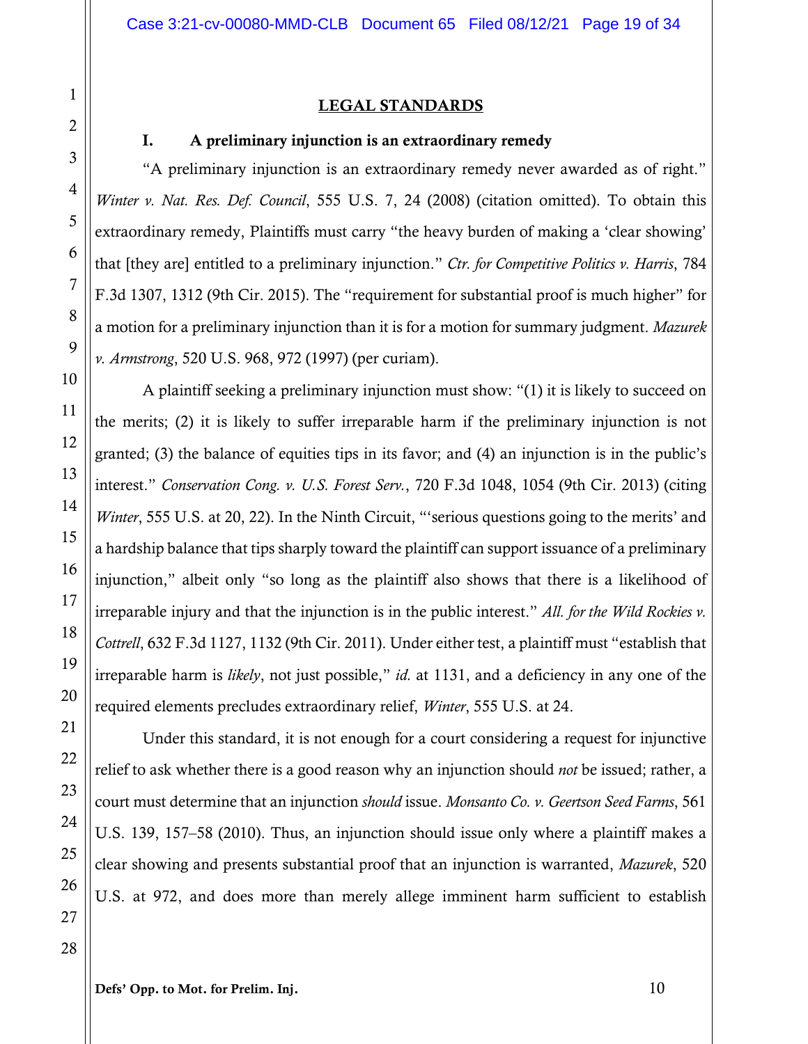## LEGAL STANDARDS

### I. A preliminary injunction is an extraordinary remedy

"A preliminary injunction is an extraordinary remedy never awarded as of right." *Winter v. Nat. Res. Def. Council*, 555 U.S. 7, 24 (2008) (citation omitted). To obtain this extraordinary remedy, Plaintiffs must carry "the heavy burden of making a 'clear showing' that [they are] entitled to a preliminary injunction." *Ctr. for Competitive Politics v. Harris*, 784 F.3d 1307, 1312 (9th Cir. 2015). The "requirement for substantial proof is much higher" for a motion for a preliminary injunction than it is for a motion for summary judgment. *Mazurek v. Armstrong*, 520 U.S. 968, 972 (1997) (per curiam).

A plaintiff seeking a preliminary injunction must show: "(1) it is likely to succeed on the merits; (2) it is likely to suffer irreparable harm if the preliminary injunction is not granted; (3) the balance of equities tips in its favor; and (4) an injunction is in the public's interest." *Conservation Cong. v. U.S. Forest Serv.*, 720 F.3d 1048, 1054 (9th Cir. 2013) (citing *Winter*, 555 U.S. at 20, 22). In the Ninth Circuit, "'serious questions going to the merits' and a hardship balance that tips sharply toward the plaintiff can support issuance of a preliminary injunction," albeit only "so long as the plaintiff also shows that there is a likelihood of irreparable injury and that the injunction is in the public interest." *All. for the Wild Rockies v. Cottrell*, 632 F.3d 1127, 1132 (9th Cir. 2011). Under either test, a plaintiff must "establish that irreparable harm is *likely*, not just possible," *id.* at 1131, and a deficiency in any one of the required elements precludes extraordinary relief, *Winter*, 555 U.S. at 24.

Under this standard, it is not enough for a court considering a request for injunctive relief to ask whether there is a good reason why an injunction should *not* be issued; rather, a court must determine that an injunction *should* issue. *Monsanto Co. v. Geertson Seed Farms*, 561 U.S. 139, 157–58 (2010). Thus, an injunction should issue only where a plaintiff makes a clear showing and presents substantial proof that an injunction is warranted, *Mazurek*, 520 U.S. at 972, and does more than merely allege imminent harm sufficient to establish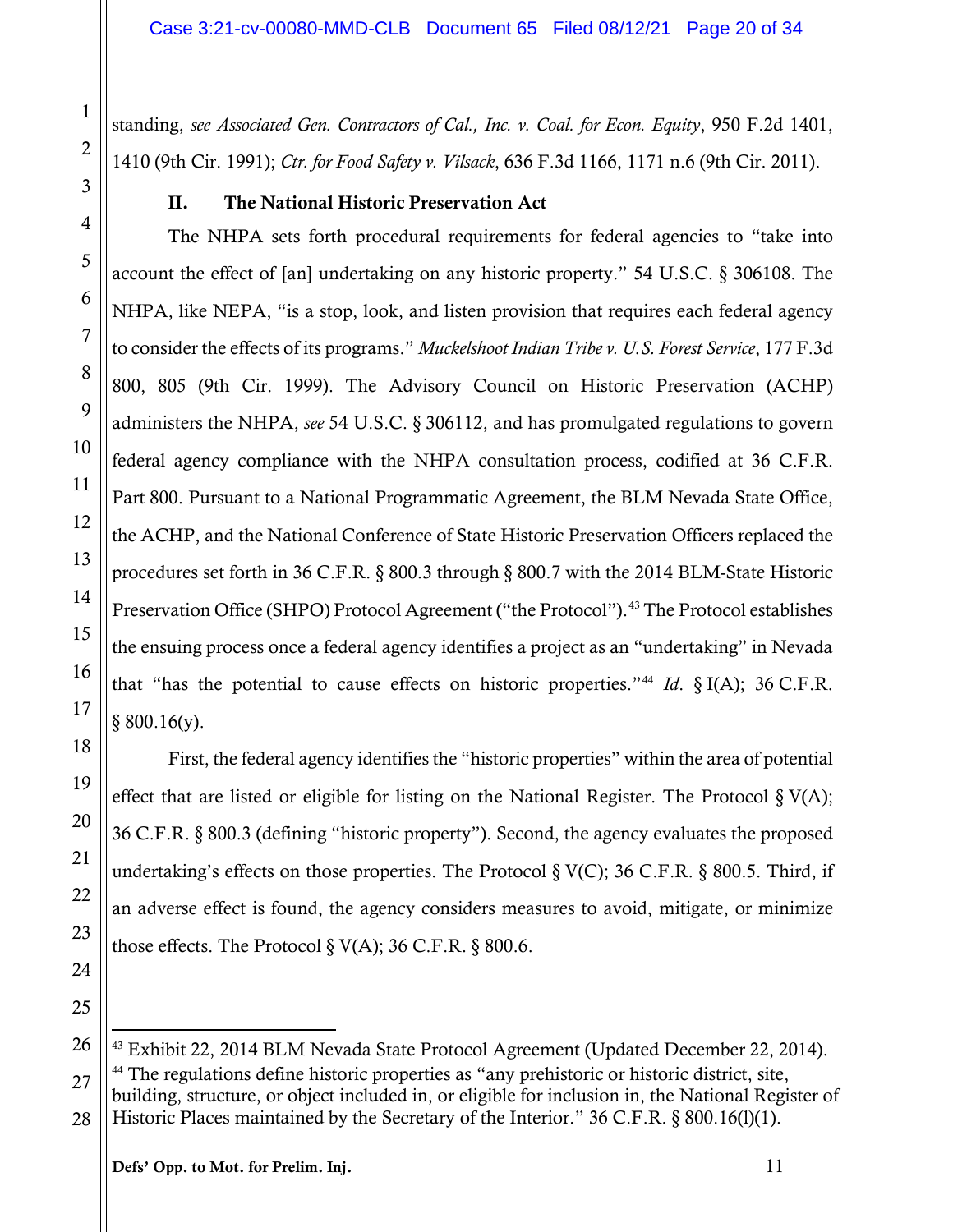standing, *see Associated Gen. Contractors of Cal., Inc. v. Coal. for Econ. Equity*, 950 F.2d 1401, 1410 (9th Cir. 1991); *Ctr. for Food Safety v. Vilsack*, 636 F.3d 1166, 1171 n.6 (9th Cir. 2011).

## II. The National Historic Preservation Act

The NHPA sets forth procedural requirements for federal agencies to "take into account the effect of [an] undertaking on any historic property." 54 U.S.C. § 306108. The NHPA, like NEPA, "is a stop, look, and listen provision that requires each federal agency to consider the effects of its programs." *Muckelshoot Indian Tribe v. U.S. Forest Service*, 177 F.3d 800, 805 (9th Cir. 1999). The Advisory Council on Historic Preservation (ACHP) administers the NHPA, *see* 54 U.S.C. § 306112, and has promulgated regulations to govern federal agency compliance with the NHPA consultation process, codified at 36 C.F.R. Part 800. Pursuant to a National Programmatic Agreement, the BLM Nevada State Office, the ACHP, and the National Conference of State Historic Preservation Officers replaced the procedures set forth in 36 C.F.R. § 800.3 through § 800.7 with the 2014 BLM-State Historic Preservation Office (SHPO) Protocol Agreement ("the Protocol").[43] The Protocol establishes the ensuing process once a federal agency identifies a project as an "undertaking" in Nevada that "has the potential to cause effects on historic properties."[44] *Id*. § I(A); 36 C.F.R. § 800.16(y).

First, the federal agency identifies the "historic properties" within the area of potential effect that are listed or eligible for listing on the National Register. The Protocol § V(A); 36 C.F.R. § 800.3 (defining "historic property"). Second, the agency evaluates the proposed undertaking's effects on those properties. The Protocol § V(C); 36 C.F.R. § 800.5. Third, if an adverse effect is found, the agency considers measures to avoid, mitigate, or minimize those effects. The Protocol § V(A); 36 C.F.R. § 800.6.

---

[43] Exhibit 22, 2014 BLM Nevada State Protocol Agreement (Updated December 22, 2014).

[44] The regulations define historic properties as "any prehistoric or historic district, site, building, structure, or object included in, or eligible for inclusion in, the National Register of Historic Places maintained by the Secretary of the Interior." 36 C.F.R. § 800.16(l)(1).

**Defs' Opp. to Mot. for Prelim. Inj.**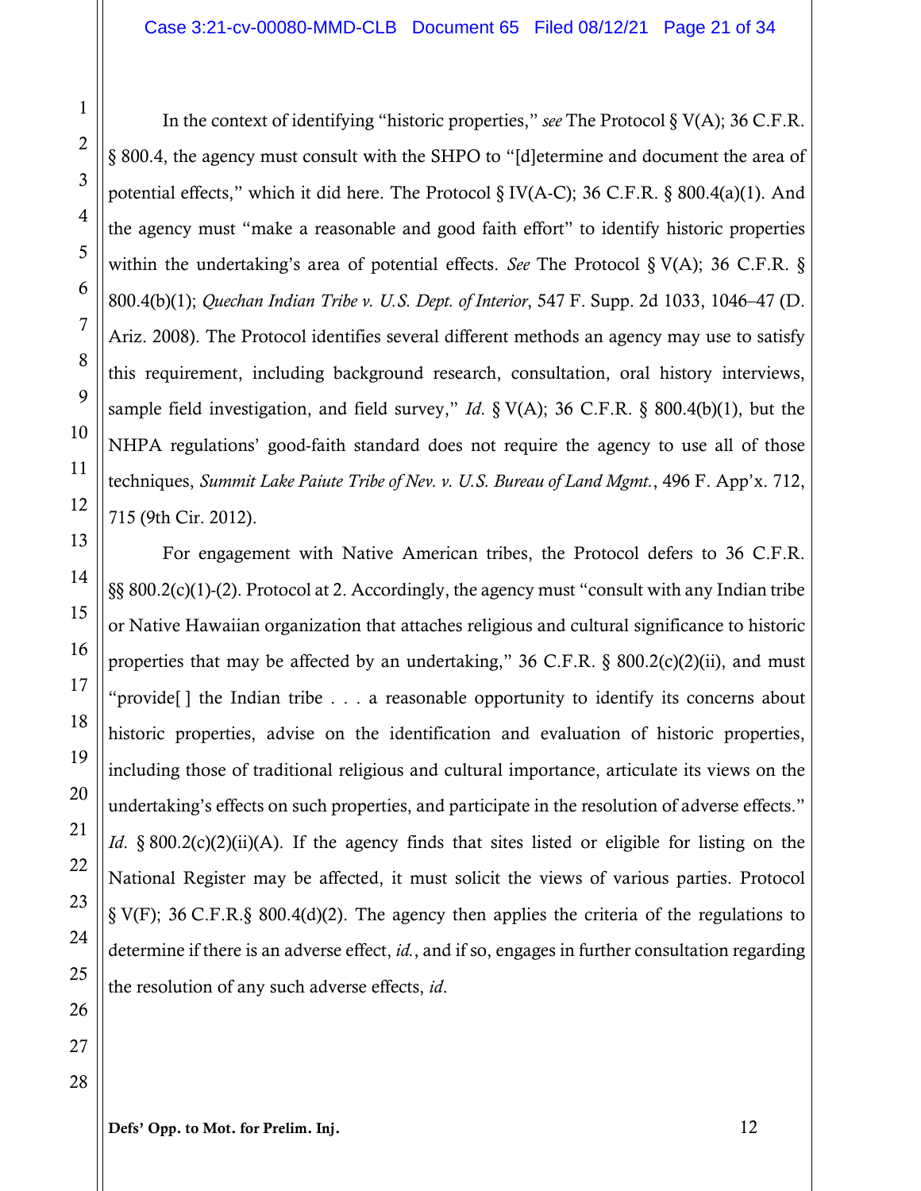In the context of identifying "historic properties," *see* The Protocol § V(A); 36 C.F.R. § 800.4, the agency must consult with the SHPO to "[d]etermine and document the area of potential effects," which it did here. The Protocol § IV(A-C); 36 C.F.R. § 800.4(a)(1). And the agency must "make a reasonable and good faith effort" to identify historic properties within the undertaking's area of potential effects. *See* The Protocol § V(A); 36 C.F.R. § 800.4(b)(1); *Quechan Indian Tribe v. U.S. Dept. of Interior*, 547 F. Supp. 2d 1033, 1046–47 (D. Ariz. 2008). The Protocol identifies several different methods an agency may use to satisfy this requirement, including background research, consultation, oral history interviews, sample field investigation, and field survey," *Id.* § V(A); 36 C.F.R. § 800.4(b)(1), but the NHPA regulations' good-faith standard does not require the agency to use all of those techniques, *Summit Lake Paiute Tribe of Nev. v. U.S. Bureau of Land Mgmt.*, 496 F. App'x. 712, 715 (9th Cir. 2012).

For engagement with Native American tribes, the Protocol defers to 36 C.F.R. §§ 800.2(c)(1)-(2). Protocol at 2. Accordingly, the agency must "consult with any Indian tribe or Native Hawaiian organization that attaches religious and cultural significance to historic properties that may be affected by an undertaking," 36 C.F.R. § 800.2(c)(2)(ii), and must "provide[ ] the Indian tribe . . . a reasonable opportunity to identify its concerns about historic properties, advise on the identification and evaluation of historic properties, including those of traditional religious and cultural importance, articulate its views on the undertaking's effects on such properties, and participate in the resolution of adverse effects." *Id.* § 800.2(c)(2)(ii)(A). If the agency finds that sites listed or eligible for listing on the National Register may be affected, it must solicit the views of various parties. Protocol § V(F); 36 C.F.R.§ 800.4(d)(2). The agency then applies the criteria of the regulations to determine if there is an adverse effect, *id.*, and if so, engages in further consultation regarding the resolution of any such adverse effects, *id*.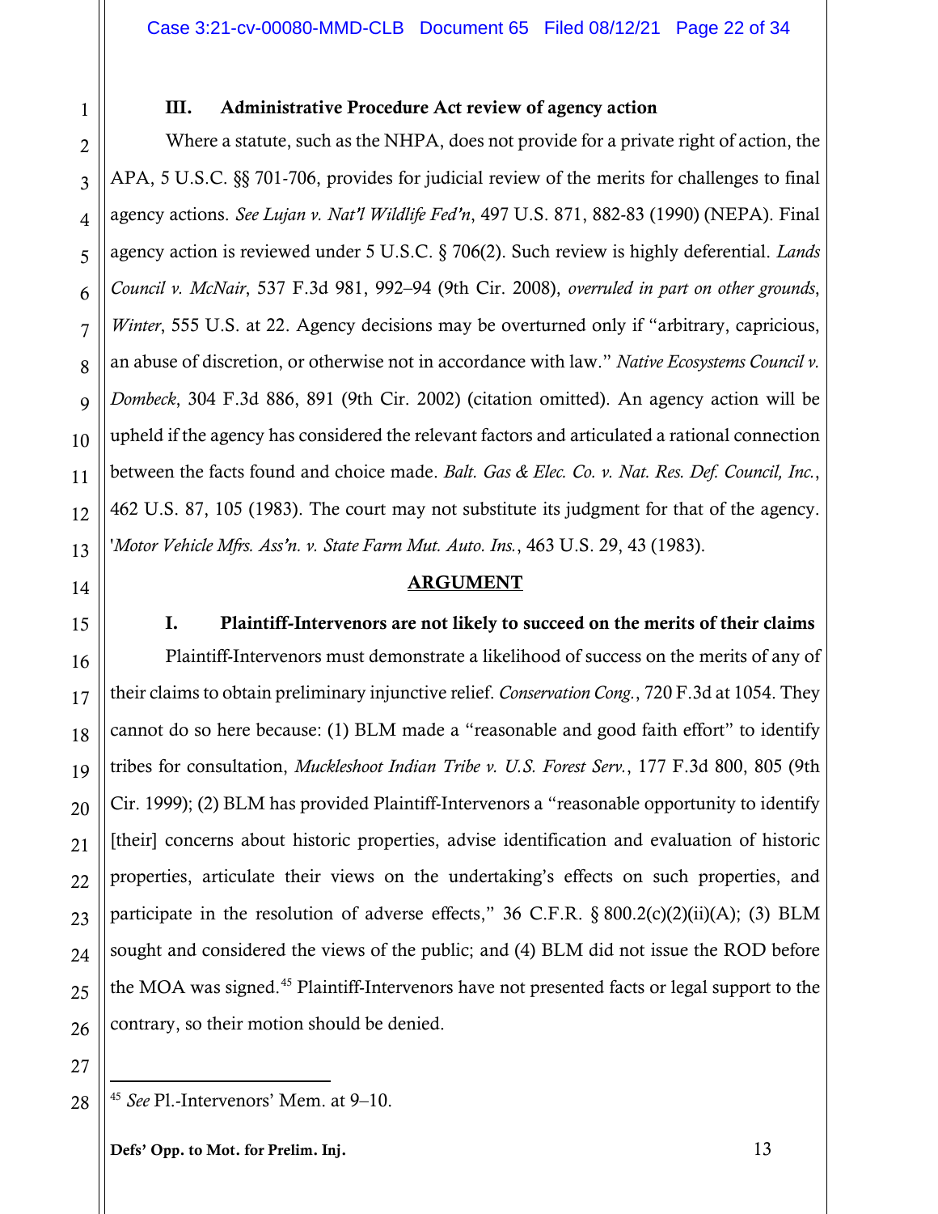### III. Administrative Procedure Act review of agency action

Where a statute, such as the NHPA, does not provide for a private right of action, the APA, 5 U.S.C. §§ 701-706, provides for judicial review of the merits for challenges to final agency actions. *See Lujan v. Nat'l Wildlife Fed'n*, 497 U.S. 871, 882-83 (1990) (NEPA). Final agency action is reviewed under 5 U.S.C. § 706(2). Such review is highly deferential. *Lands Council v. McNair*, 537 F.3d 981, 992–94 (9th Cir. 2008), *overruled in part on other grounds*, *Winter*, 555 U.S. at 22. Agency decisions may be overturned only if "arbitrary, capricious, an abuse of discretion, or otherwise not in accordance with law." *Native Ecosystems Council v. Dombeck*, 304 F.3d 886, 891 (9th Cir. 2002) (citation omitted). An agency action will be upheld if the agency has considered the relevant factors and articulated a rational connection between the facts found and choice made. *Balt. Gas & Elec. Co. v. Nat. Res. Def. Council, Inc.*, 462 U.S. 87, 105 (1983). The court may not substitute its judgment for that of the agency. '*Motor Vehicle Mfrs. Ass'n. v. State Farm Mut. Auto. Ins.*, 463 U.S. 29, 43 (1983).

## ARGUMENT

### I. Plaintiff-Intervenors are not likely to succeed on the merits of their claims

Plaintiff-Intervenors must demonstrate a likelihood of success on the merits of any of their claims to obtain preliminary injunctive relief. *Conservation Cong.*, 720 F.3d at 1054. They cannot do so here because: (1) BLM made a "reasonable and good faith effort" to identify tribes for consultation, *Muckleshoot Indian Tribe v. U.S. Forest Serv.*, 177 F.3d 800, 805 (9th Cir. 1999); (2) BLM has provided Plaintiff-Intervenors a "reasonable opportunity to identify [their] concerns about historic properties, advise identification and evaluation of historic properties, articulate their views on the undertaking's effects on such properties, and participate in the resolution of adverse effects," 36 C.F.R. § 800.2(c)(2)(ii)(A); (3) BLM sought and considered the views of the public; and (4) BLM did not issue the ROD before the MOA was signed.[45] Plaintiff-Intervenors have not presented facts or legal support to the contrary, so their motion should be denied.

---

[45] *See* Pl.-Intervenors' Mem. at 9–10.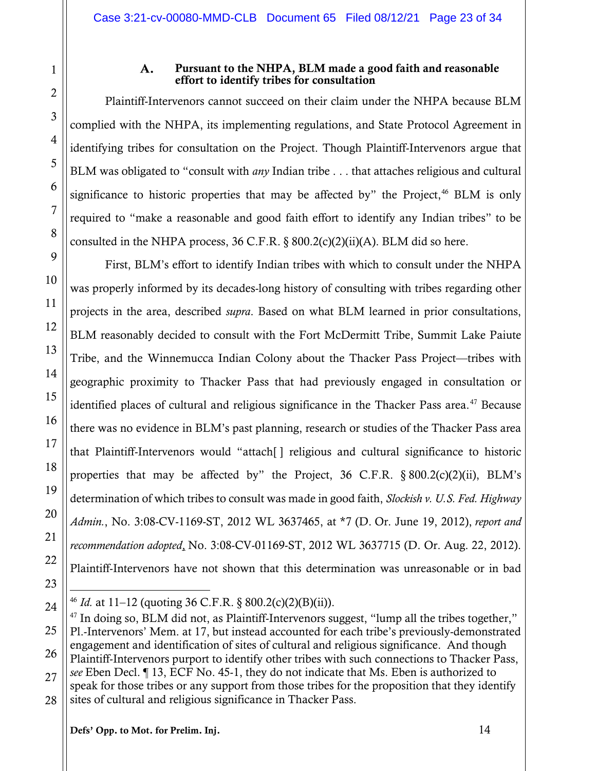### A. Pursuant to the NHPA, BLM made a good faith and reasonable effort to identify tribes for consultation

Plaintiff-Intervenors cannot succeed on their claim under the NHPA because BLM complied with the NHPA, its implementing regulations, and State Protocol Agreement in identifying tribes for consultation on the Project. Though Plaintiff-Intervenors argue that BLM was obligated to "consult with *any* Indian tribe . . . that attaches religious and cultural significance to historic properties that may be affected by" the Project,[46] BLM is only required to "make a reasonable and good faith effort to identify any Indian tribes" to be consulted in the NHPA process, 36 C.F.R. § 800.2(c)(2)(ii)(A). BLM did so here.

First, BLM's effort to identify Indian tribes with which to consult under the NHPA was properly informed by its decades-long history of consulting with tribes regarding other projects in the area, described *supra*. Based on what BLM learned in prior consultations, BLM reasonably decided to consult with the Fort McDermitt Tribe, Summit Lake Paiute Tribe, and the Winnemucca Indian Colony about the Thacker Pass Project—tribes with geographic proximity to Thacker Pass that had previously engaged in consultation or identified places of cultural and religious significance in the Thacker Pass area.[47] Because there was no evidence in BLM's past planning, research or studies of the Thacker Pass area that Plaintiff-Intervenors would "attach[ ] religious and cultural significance to historic properties that may be affected by" the Project, 36 C.F.R. § 800.2(c)(2)(ii), BLM's determination of which tribes to consult was made in good faith, *Slockish v. U.S. Fed. Highway Admin.*, No. 3:08-CV-1169-ST, 2012 WL 3637465, at *7 (D. Or. June 19, 2012), *report and recommendation adopted*, No. 3:08-CV-01169-ST, 2012 WL 3637715 (D. Or. Aug. 22, 2012). Plaintiff-Intervenors have not shown that this determination was unreasonable or in bad

---

[46] *Id.* at 11–12 (quoting 36 C.F.R. § 800.2(c)(2)(B)(ii)).

[47] In doing so, BLM did not, as Plaintiff-Intervenors suggest, "lump all the tribes together," Pl.-Intervenors' Mem. at 17, but instead accounted for each tribe's previously-demonstrated engagement and identification of sites of cultural and religious significance. And though Plaintiff-Intervenors purport to identify other tribes with such connections to Thacker Pass, *see* Eben Decl. ¶ 13, ECF No. 45-1, they do not indicate that Ms. Eben is authorized to speak for those tribes or any support from those tribes for the proposition that they identify sites of cultural and religious significance in Thacker Pass.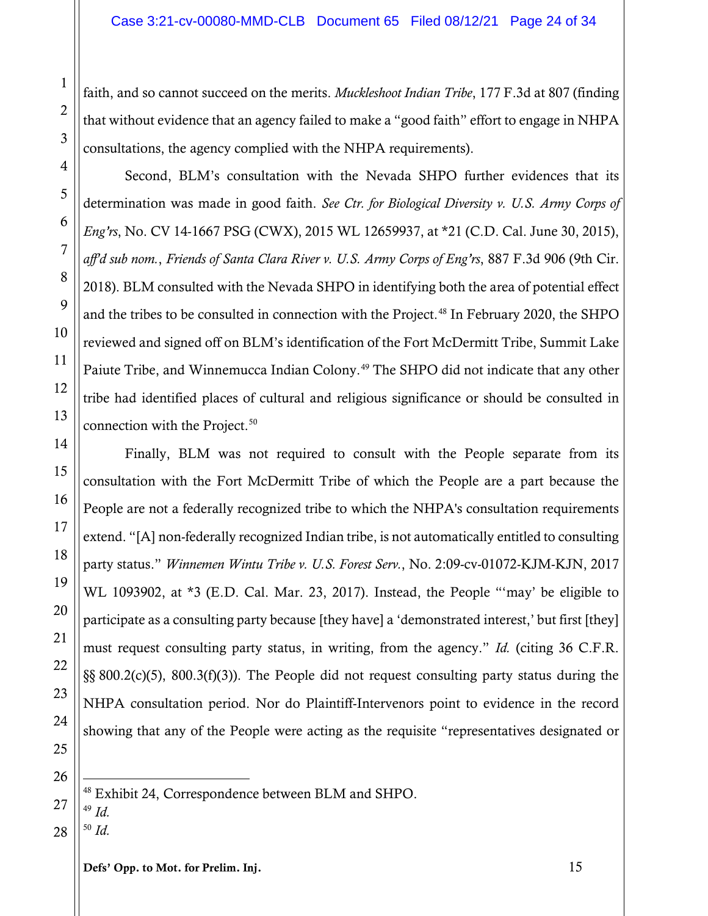faith, and so cannot succeed on the merits. *Muckleshoot Indian Tribe*, 177 F.3d at 807 (finding that without evidence that an agency failed to make a "good faith" effort to engage in NHPA consultations, the agency complied with the NHPA requirements).

Second, BLM's consultation with the Nevada SHPO further evidences that its determination was made in good faith. *See Ctr. for Biological Diversity v. U.S. Army Corps of Eng'rs*, No. CV 14-1667 PSG (CWX), 2015 WL 12659937, at *21 (C.D. Cal. June 30, 2015), *aff'd sub nom.*, *Friends of Santa Clara River v. U.S. Army Corps of Eng'rs*, 887 F.3d 906 (9th Cir. 2018). BLM consulted with the Nevada SHPO in identifying both the area of potential effect and the tribes to be consulted in connection with the Project.[48] In February 2020, the SHPO reviewed and signed off on BLM's identification of the Fort McDermitt Tribe, Summit Lake Paiute Tribe, and Winnemucca Indian Colony.[49] The SHPO did not indicate that any other tribe had identified places of cultural and religious significance or should be consulted in connection with the Project.[50]

Finally, BLM was not required to consult with the People separate from its consultation with the Fort McDermitt Tribe of which the People are a part because the People are not a federally recognized tribe to which the NHPA's consultation requirements extend. "[A] non-federally recognized Indian tribe, is not automatically entitled to consulting party status." *Winnemen Wintu Tribe v. U.S. Forest Serv.*, No. 2:09-cv-01072-KJM-KJN, 2017 WL 1093902, at *3 (E.D. Cal. Mar. 23, 2017). Instead, the People "'may' be eligible to participate as a consulting party because [they have] a 'demonstrated interest,' but first [they] must request consulting party status, in writing, from the agency." *Id.* (citing 36 C.F.R. §§ 800.2(c)(5), 800.3(f)(3)). The People did not request consulting party status during the NHPA consultation period. Nor do Plaintiff-Intervenors point to evidence in the record showing that any of the People were acting as the requisite "representatives designated or

---

[48] Exhibit 24, Correspondence between BLM and SHPO.

[49] *Id.*

[50] *Id.*

**Defs' Opp. to Mot. for Prelim. Inj.**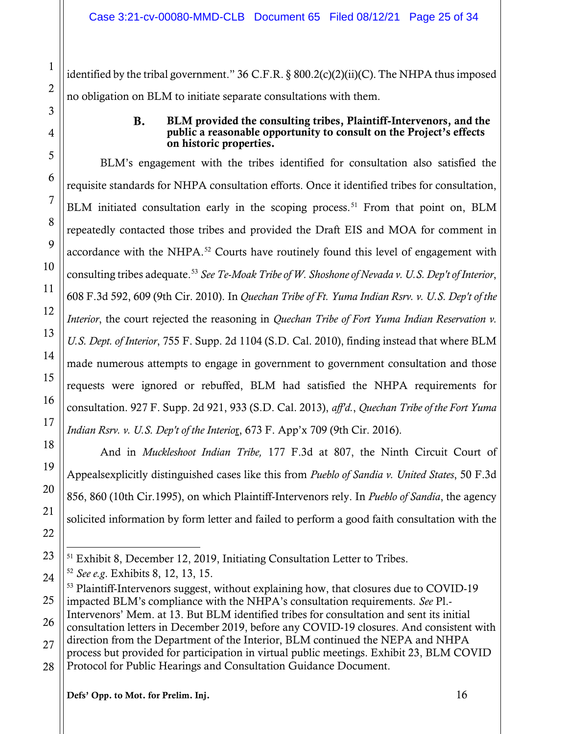identified by the tribal government." 36 C.F.R. § 800.2(c)(2)(ii)(C). The NHPA thus imposed no obligation on BLM to initiate separate consultations with them.

### B. BLM provided the consulting tribes, Plaintiff-Intervenors, and the public a reasonable opportunity to consult on the Project's effects on historic properties.

BLM's engagement with the tribes identified for consultation also satisfied the requisite standards for NHPA consultation efforts. Once it identified tribes for consultation, BLM initiated consultation early in the scoping process.[51] From that point on, BLM repeatedly contacted those tribes and provided the Draft EIS and MOA for comment in accordance with the NHPA.[52] Courts have routinely found this level of engagement with consulting tribes adequate.[53] *See Te-Moak Tribe of W. Shoshone of Nevada v. U.S. Dep't of Interior*, 608 F.3d 592, 609 (9th Cir. 2010). In *Quechan Tribe of Ft. Yuma Indian Rsrv. v. U.S. Dep't of the Interior*, the court rejected the reasoning in *Quechan Tribe of Fort Yuma Indian Reservation v. U.S. Dept. of Interior*, 755 F. Supp. 2d 1104 (S.D. Cal. 2010), finding instead that where BLM made numerous attempts to engage in government to government consultation and those requests were ignored or rebuffed, BLM had satisfied the NHPA requirements for consultation. 927 F. Supp. 2d 921, 933 (S.D. Cal. 2013), *aff'd.*, *Quechan Tribe of the Fort Yuma Indian Rsrv. v. U.S. Dep't of the Interior*, 673 F. App'x 709 (9th Cir. 2016).

And in *Muckleshoot Indian Tribe,* 177 F.3d at 807, the Ninth Circuit Court of Appealsexplicitly distinguished cases like this from *Pueblo of Sandia v. United States*, 50 F.3d 856, 860 (10th Cir.1995), on which Plaintiff-Intervenors rely. In *Pueblo of Sandia*, the agency solicited information by form letter and failed to perform a good faith consultation with the

---

[51] Exhibit 8, December 12, 2019, Initiating Consultation Letter to Tribes.

[52] *See e.g*. Exhibits 8, 12, 13, 15.

[53] Plaintiff-Intervenors suggest, without explaining how, that closures due to COVID-19 impacted BLM's compliance with the NHPA's consultation requirements. *See* Pl.-Intervenors' Mem. at 13. But BLM identified tribes for consultation and sent its initial consultation letters in December 2019, before any COVID-19 closures. And consistent with direction from the Department of the Interior, BLM continued the NEPA and NHPA process but provided for participation in virtual public meetings. Exhibit 23, BLM COVID Protocol for Public Hearings and Consultation Guidance Document.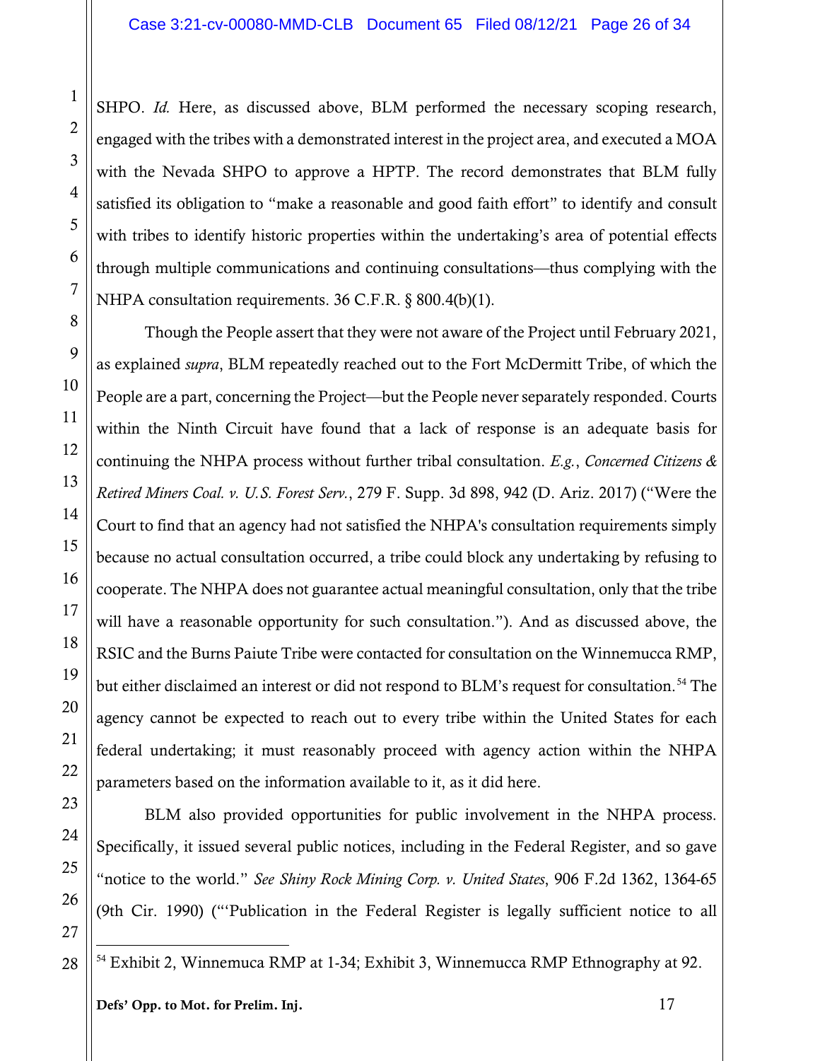SHPO. *Id.* Here, as discussed above, BLM performed the necessary scoping research, engaged with the tribes with a demonstrated interest in the project area, and executed a MOA with the Nevada SHPO to approve a HPTP. The record demonstrates that BLM fully satisfied its obligation to "make a reasonable and good faith effort" to identify and consult with tribes to identify historic properties within the undertaking's area of potential effects through multiple communications and continuing consultations—thus complying with the NHPA consultation requirements. 36 C.F.R. § 800.4(b)(1).

Though the People assert that they were not aware of the Project until February 2021, as explained *supra*, BLM repeatedly reached out to the Fort McDermitt Tribe, of which the People are a part, concerning the Project—but the People never separately responded. Courts within the Ninth Circuit have found that a lack of response is an adequate basis for continuing the NHPA process without further tribal consultation. *E.g.*, *Concerned Citizens & Retired Miners Coal. v. U.S. Forest Serv.*, 279 F. Supp. 3d 898, 942 (D. Ariz. 2017) ("Were the Court to find that an agency had not satisfied the NHPA's consultation requirements simply because no actual consultation occurred, a tribe could block any undertaking by refusing to cooperate. The NHPA does not guarantee actual meaningful consultation, only that the tribe will have a reasonable opportunity for such consultation."). And as discussed above, the RSIC and the Burns Paiute Tribe were contacted for consultation on the Winnemucca RMP, but either disclaimed an interest or did not respond to BLM's request for consultation.[54] The agency cannot be expected to reach out to every tribe within the United States for each federal undertaking; it must reasonably proceed with agency action within the NHPA parameters based on the information available to it, as it did here.

BLM also provided opportunities for public involvement in the NHPA process. Specifically, it issued several public notices, including in the Federal Register, and so gave "notice to the world." *See Shiny Rock Mining Corp. v. United States*, 906 F.2d 1362, 1364-65 (9th Cir. 1990) ("'Publication in the Federal Register is legally sufficient notice to all

[54] Exhibit 2, Winnemuca RMP at 1-34; Exhibit 3, Winnemucca RMP Ethnography at 92.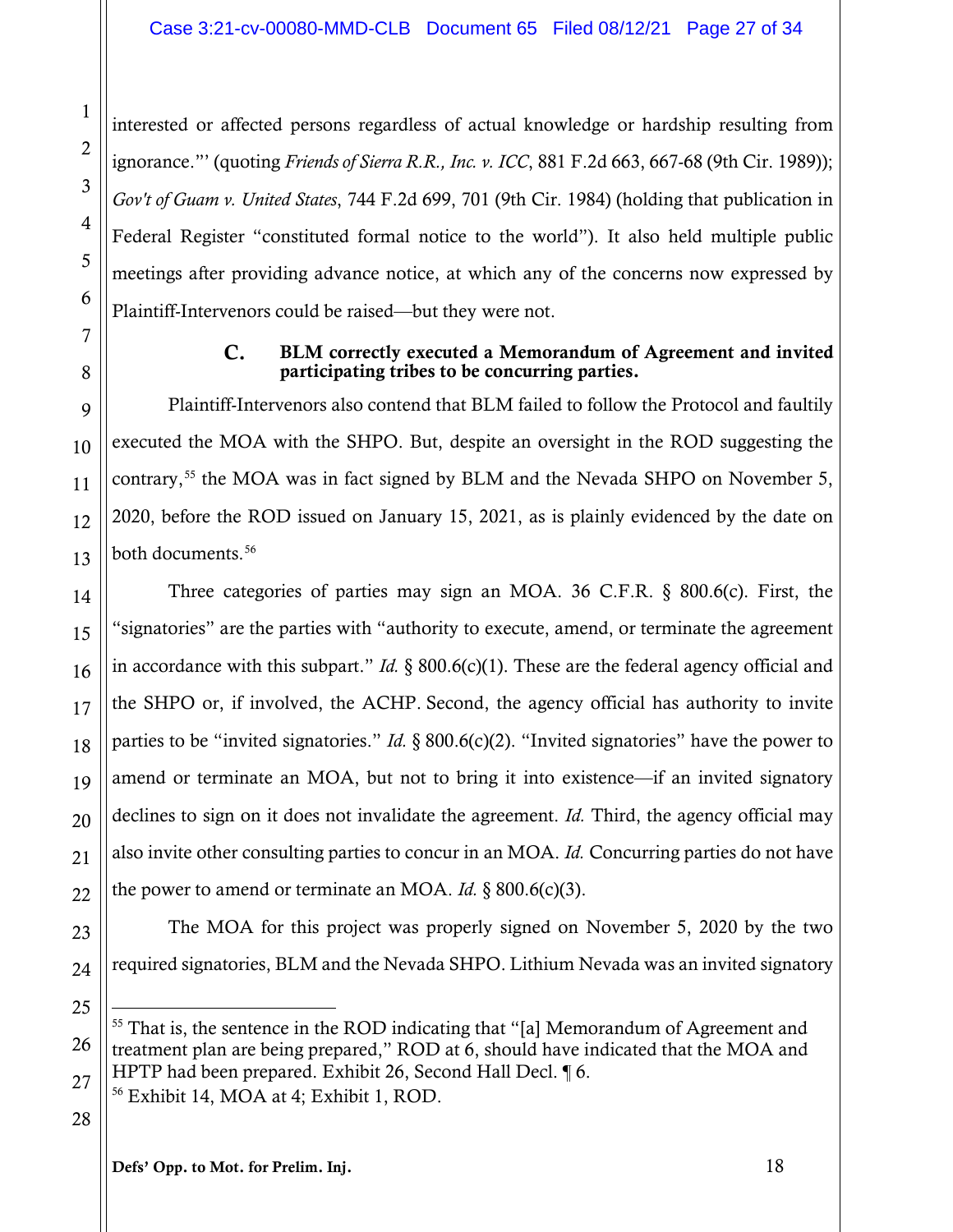interested or affected persons regardless of actual knowledge or hardship resulting from ignorance."' (quoting *Friends of Sierra R.R., Inc. v. ICC*, 881 F.2d 663, 667-68 (9th Cir. 1989)); *Gov't of Guam v. United States*, 744 F.2d 699, 701 (9th Cir. 1984) (holding that publication in Federal Register "constituted formal notice to the world"). It also held multiple public meetings after providing advance notice, at which any of the concerns now expressed by Plaintiff-Intervenors could be raised—but they were not.

### C. BLM correctly executed a Memorandum of Agreement and invited participating tribes to be concurring parties.

Plaintiff-Intervenors also contend that BLM failed to follow the Protocol and faultily executed the MOA with the SHPO. But, despite an oversight in the ROD suggesting the contrary,[55] the MOA was in fact signed by BLM and the Nevada SHPO on November 5, 2020, before the ROD issued on January 15, 2021, as is plainly evidenced by the date on both documents.[56]

Three categories of parties may sign an MOA. 36 C.F.R. § 800.6(c). First, the "signatories" are the parties with "authority to execute, amend, or terminate the agreement in accordance with this subpart." *Id.* § 800.6(c)(1). These are the federal agency official and the SHPO or, if involved, the ACHP. Second, the agency official has authority to invite parties to be "invited signatories." *Id.* § 800.6(c)(2). "Invited signatories" have the power to amend or terminate an MOA, but not to bring it into existence—if an invited signatory declines to sign on it does not invalidate the agreement. *Id.* Third, the agency official may also invite other consulting parties to concur in an MOA. *Id.* Concurring parties do not have the power to amend or terminate an MOA. *Id.* § 800.6(c)(3).

The MOA for this project was properly signed on November 5, 2020 by the two required signatories, BLM and the Nevada SHPO. Lithium Nevada was an invited signatory

---

[55] That is, the sentence in the ROD indicating that "[a] Memorandum of Agreement and treatment plan are being prepared," ROD at 6, should have indicated that the MOA and HPTP had been prepared. Exhibit 26, Second Hall Decl. ¶ 6.

[56] Exhibit 14, MOA at 4; Exhibit 1, ROD.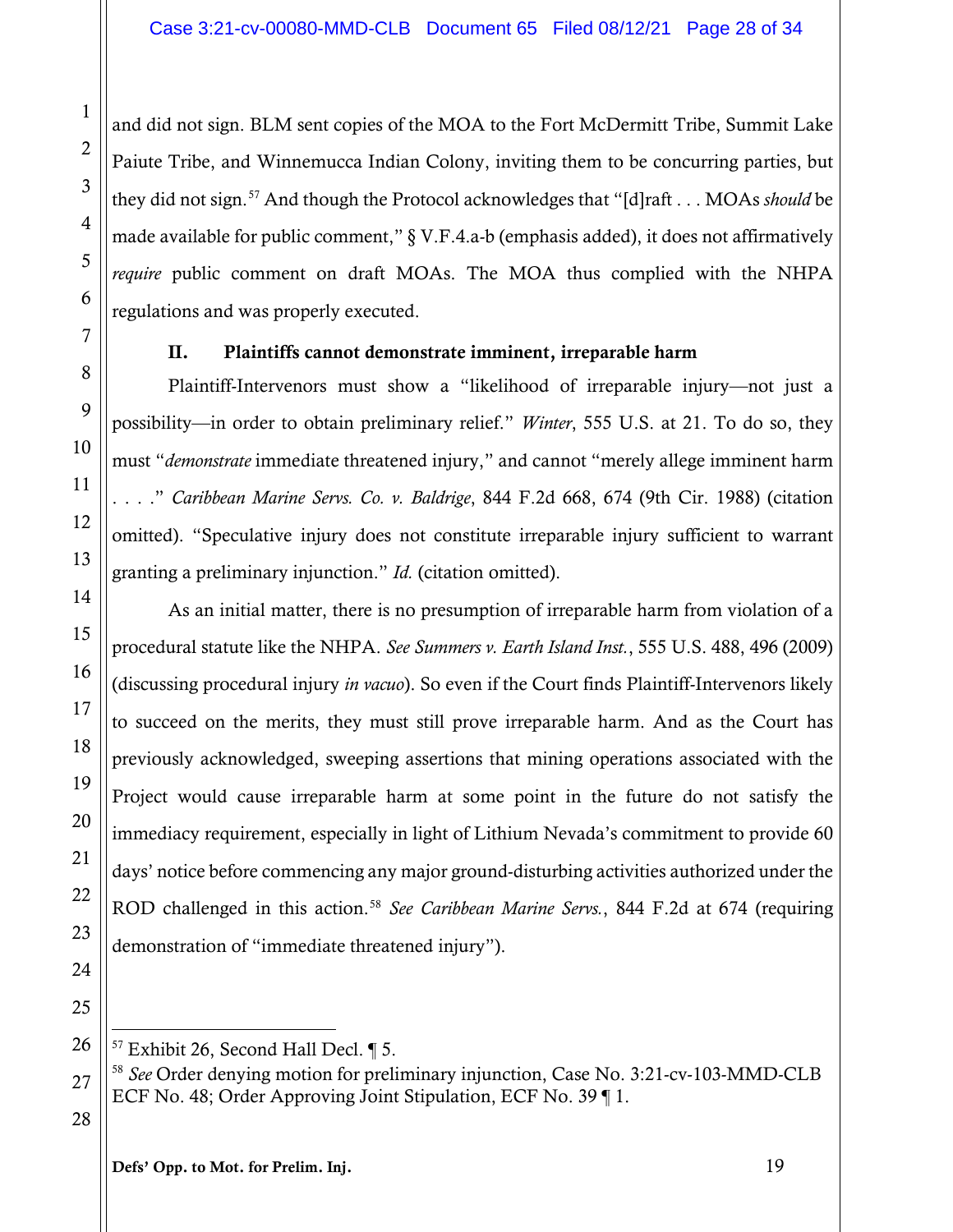and did not sign. BLM sent copies of the MOA to the Fort McDermitt Tribe, Summit Lake Paiute Tribe, and Winnemucca Indian Colony, inviting them to be concurring parties, but they did not sign.[57] And though the Protocol acknowledges that "[d]raft . . . MOAs *should* be made available for public comment," § V.F.4.a-b (emphasis added), it does not affirmatively *require* public comment on draft MOAs. The MOA thus complied with the NHPA regulations and was properly executed.

## II. Plaintiffs cannot demonstrate imminent, irreparable harm

Plaintiff-Intervenors must show a "likelihood of irreparable injury—not just a possibility—in order to obtain preliminary relief." *Winter*, 555 U.S. at 21. To do so, they must "*demonstrate* immediate threatened injury," and cannot "merely allege imminent harm . . . ." *Caribbean Marine Servs. Co. v. Baldrige*, 844 F.2d 668, 674 (9th Cir. 1988) (citation omitted). "Speculative injury does not constitute irreparable injury sufficient to warrant granting a preliminary injunction." *Id.* (citation omitted).

As an initial matter, there is no presumption of irreparable harm from violation of a procedural statute like the NHPA. *See Summers v. Earth Island Inst.*, 555 U.S. 488, 496 (2009) (discussing procedural injury *in vacuo*). So even if the Court finds Plaintiff-Intervenors likely to succeed on the merits, they must still prove irreparable harm. And as the Court has previously acknowledged, sweeping assertions that mining operations associated with the Project would cause irreparable harm at some point in the future do not satisfy the immediacy requirement, especially in light of Lithium Nevada's commitment to provide 60 days' notice before commencing any major ground-disturbing activities authorized under the ROD challenged in this action.[58] *See Caribbean Marine Servs.*, 844 F.2d at 674 (requiring demonstration of "immediate threatened injury").

---

[57] Exhibit 26, Second Hall Decl. ¶ 5.

[58] *See* Order denying motion for preliminary injunction, Case No. 3:21-cv-103-MMD-CLB ECF No. 48; Order Approving Joint Stipulation, ECF No. 39 ¶ 1.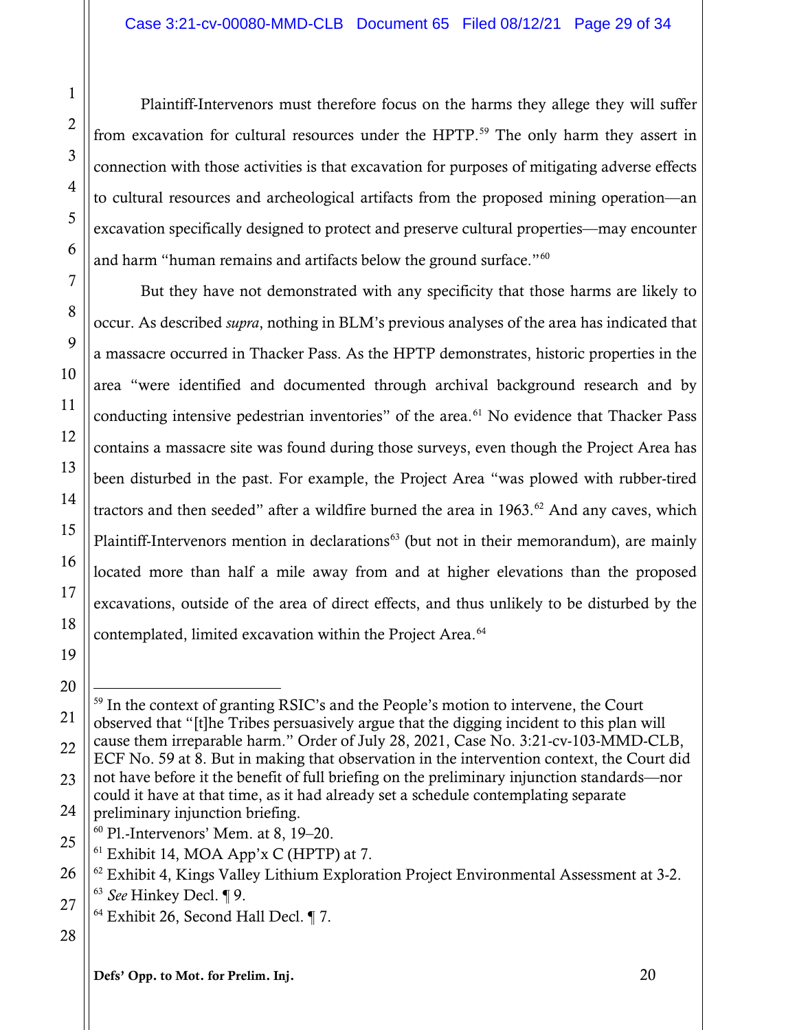Plaintiff-Intervenors must therefore focus on the harms they allege they will suffer from excavation for cultural resources under the HPTP.[59] The only harm they assert in connection with those activities is that excavation for purposes of mitigating adverse effects to cultural resources and archeological artifacts from the proposed mining operation—an excavation specifically designed to protect and preserve cultural properties—may encounter and harm "human remains and artifacts below the ground surface."[60]

But they have not demonstrated with any specificity that those harms are likely to occur. As described *supra*, nothing in BLM's previous analyses of the area has indicated that a massacre occurred in Thacker Pass. As the HPTP demonstrates, historic properties in the area "were identified and documented through archival background research and by conducting intensive pedestrian inventories" of the area.[61] No evidence that Thacker Pass contains a massacre site was found during those surveys, even though the Project Area has been disturbed in the past. For example, the Project Area "was plowed with rubber-tired tractors and then seeded" after a wildfire burned the area in 1963.[62] And any caves, which Plaintiff-Intervenors mention in declarations[63] (but not in their memorandum), are mainly located more than half a mile away from and at higher elevations than the proposed excavations, outside of the area of direct effects, and thus unlikely to be disturbed by the contemplated, limited excavation within the Project Area.[64]

---

[59] In the context of granting RSIC's and the People's motion to intervene, the Court observed that "[t]he Tribes persuasively argue that the digging incident to this plan will cause them irreparable harm." Order of July 28, 2021, Case No. 3:21-cv-103-MMD-CLB, ECF No. 59 at 8. But in making that observation in the intervention context, the Court did not have before it the benefit of full briefing on the preliminary injunction standards—nor could it have at that time, as it had already set a schedule contemplating separate preliminary injunction briefing.

[60] Pl.-Intervenors' Mem. at 8, 19–20.

[61] Exhibit 14, MOA App'x C (HPTP) at 7.

[62] Exhibit 4, Kings Valley Lithium Exploration Project Environmental Assessment at 3-2.

[63] *See* Hinkey Decl. ¶ 9.

[64] Exhibit 26, Second Hall Decl. ¶ 7.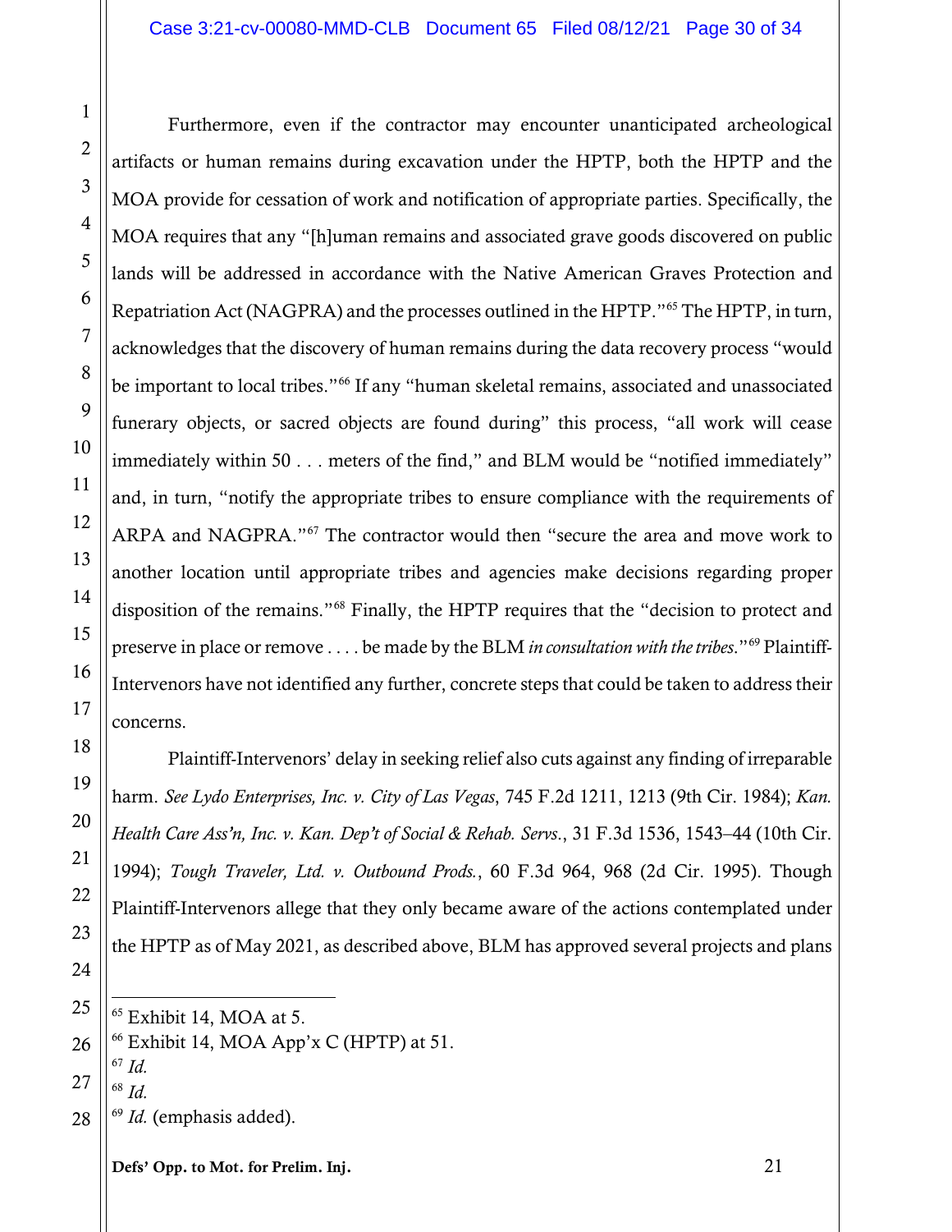Furthermore, even if the contractor may encounter unanticipated archeological artifacts or human remains during excavation under the HPTP, both the HPTP and the MOA provide for cessation of work and notification of appropriate parties. Specifically, the MOA requires that any "[h]uman remains and associated grave goods discovered on public lands will be addressed in accordance with the Native American Graves Protection and Repatriation Act (NAGPRA) and the processes outlined in the HPTP."[65] The HPTP, in turn, acknowledges that the discovery of human remains during the data recovery process "would be important to local tribes."[66] If any "human skeletal remains, associated and unassociated funerary objects, or sacred objects are found during" this process, "all work will cease immediately within 50 . . . meters of the find," and BLM would be "notified immediately" and, in turn, "notify the appropriate tribes to ensure compliance with the requirements of ARPA and NAGPRA."[67] The contractor would then "secure the area and move work to another location until appropriate tribes and agencies make decisions regarding proper disposition of the remains."[68] Finally, the HPTP requires that the "decision to protect and preserve in place or remove . . . . be made by the BLM *in consultation with the tribes*."[69] Plaintiff-Intervenors have not identified any further, concrete steps that could be taken to address their concerns.

Plaintiff-Intervenors' delay in seeking relief also cuts against any finding of irreparable harm. *See Lydo Enterprises, Inc. v. City of Las Vegas*, 745 F.2d 1211, 1213 (9th Cir. 1984); *Kan. Health Care Ass'n, Inc. v. Kan. Dep't of Social & Rehab. Servs.*, 31 F.3d 1536, 1543–44 (10th Cir. 1994); *Tough Traveler, Ltd. v. Outbound Prods.*, 60 F.3d 964, 968 (2d Cir. 1995). Though Plaintiff-Intervenors allege that they only became aware of the actions contemplated under the HPTP as of May 2021, as described above, BLM has approved several projects and plans

---

[65] Exhibit 14, MOA at 5.

[66] Exhibit 14, MOA App'x C (HPTP) at 51.

[67] *Id.*

[68] *Id.*

[69] *Id.* (emphasis added).

**Defs' Opp. to Mot. for Prelim. Inj.**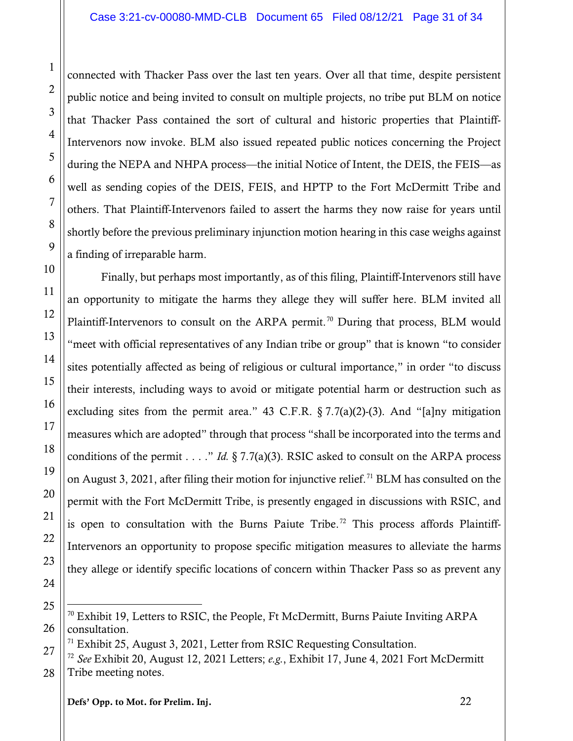connected with Thacker Pass over the last ten years. Over all that time, despite persistent public notice and being invited to consult on multiple projects, no tribe put BLM on notice that Thacker Pass contained the sort of cultural and historic properties that Plaintiff-Intervenors now invoke. BLM also issued repeated public notices concerning the Project during the NEPA and NHPA process—the initial Notice of Intent, the DEIS, the FEIS—as well as sending copies of the DEIS, FEIS, and HPTP to the Fort McDermitt Tribe and others. That Plaintiff-Intervenors failed to assert the harms they now raise for years until shortly before the previous preliminary injunction motion hearing in this case weighs against a finding of irreparable harm.

Finally, but perhaps most importantly, as of this filing, Plaintiff-Intervenors still have an opportunity to mitigate the harms they allege they will suffer here. BLM invited all Plaintiff-Intervenors to consult on the ARPA permit.[70] During that process, BLM would "meet with official representatives of any Indian tribe or group" that is known "to consider sites potentially affected as being of religious or cultural importance," in order "to discuss their interests, including ways to avoid or mitigate potential harm or destruction such as excluding sites from the permit area." 43 C.F.R. § 7.7(a)(2)-(3). And "[a]ny mitigation measures which are adopted" through that process "shall be incorporated into the terms and conditions of the permit . . . ." *Id.* § 7.7(a)(3). RSIC asked to consult on the ARPA process on August 3, 2021, after filing their motion for injunctive relief.[71] BLM has consulted on the permit with the Fort McDermitt Tribe, is presently engaged in discussions with RSIC, and is open to consultation with the Burns Paiute Tribe.[72] This process affords Plaintiff-Intervenors an opportunity to propose specific mitigation measures to alleviate the harms they allege or identify specific locations of concern within Thacker Pass so as prevent any

---

[70] Exhibit 19, Letters to RSIC, the People, Ft McDermitt, Burns Paiute Inviting ARPA consultation.

[71] Exhibit 25, August 3, 2021, Letter from RSIC Requesting Consultation.

[72] *See* Exhibit 20, August 12, 2021 Letters; *e.g.*, Exhibit 17, June 4, 2021 Fort McDermitt Tribe meeting notes.

**Defs' Opp. to Mot. for Prelim. Inj.**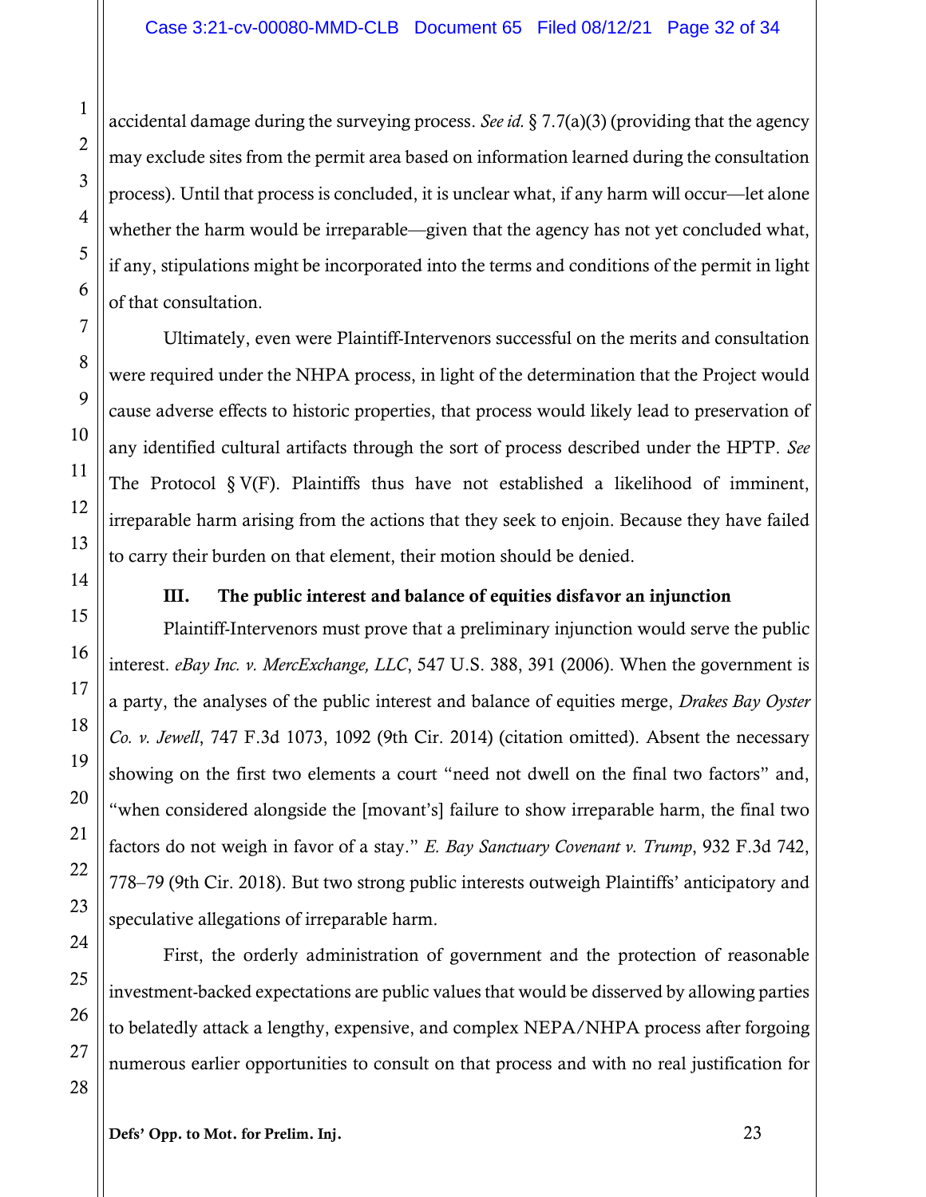accidental damage during the surveying process. *See id.* § 7.7(a)(3) (providing that the agency may exclude sites from the permit area based on information learned during the consultation process). Until that process is concluded, it is unclear what, if any harm will occur—let alone whether the harm would be irreparable—given that the agency has not yet concluded what, if any, stipulations might be incorporated into the terms and conditions of the permit in light of that consultation.

Ultimately, even were Plaintiff-Intervenors successful on the merits and consultation were required under the NHPA process, in light of the determination that the Project would cause adverse effects to historic properties, that process would likely lead to preservation of any identified cultural artifacts through the sort of process described under the HPTP. *See* The Protocol § V(F). Plaintiffs thus have not established a likelihood of imminent, irreparable harm arising from the actions that they seek to enjoin. Because they have failed to carry their burden on that element, their motion should be denied.

### III. The public interest and balance of equities disfavor an injunction

Plaintiff-Intervenors must prove that a preliminary injunction would serve the public interest. *eBay Inc. v. MercExchange, LLC*, 547 U.S. 388, 391 (2006). When the government is a party, the analyses of the public interest and balance of equities merge, *Drakes Bay Oyster Co. v. Jewell*, 747 F.3d 1073, 1092 (9th Cir. 2014) (citation omitted). Absent the necessary showing on the first two elements a court "need not dwell on the final two factors" and, "when considered alongside the [movant's] failure to show irreparable harm, the final two factors do not weigh in favor of a stay." *E. Bay Sanctuary Covenant v. Trump*, 932 F.3d 742, 778–79 (9th Cir. 2018). But two strong public interests outweigh Plaintiffs' anticipatory and speculative allegations of irreparable harm.

First, the orderly administration of government and the protection of reasonable investment-backed expectations are public values that would be disserved by allowing parties to belatedly attack a lengthy, expensive, and complex NEPA/NHPA process after forgoing numerous earlier opportunities to consult on that process and with no real justification for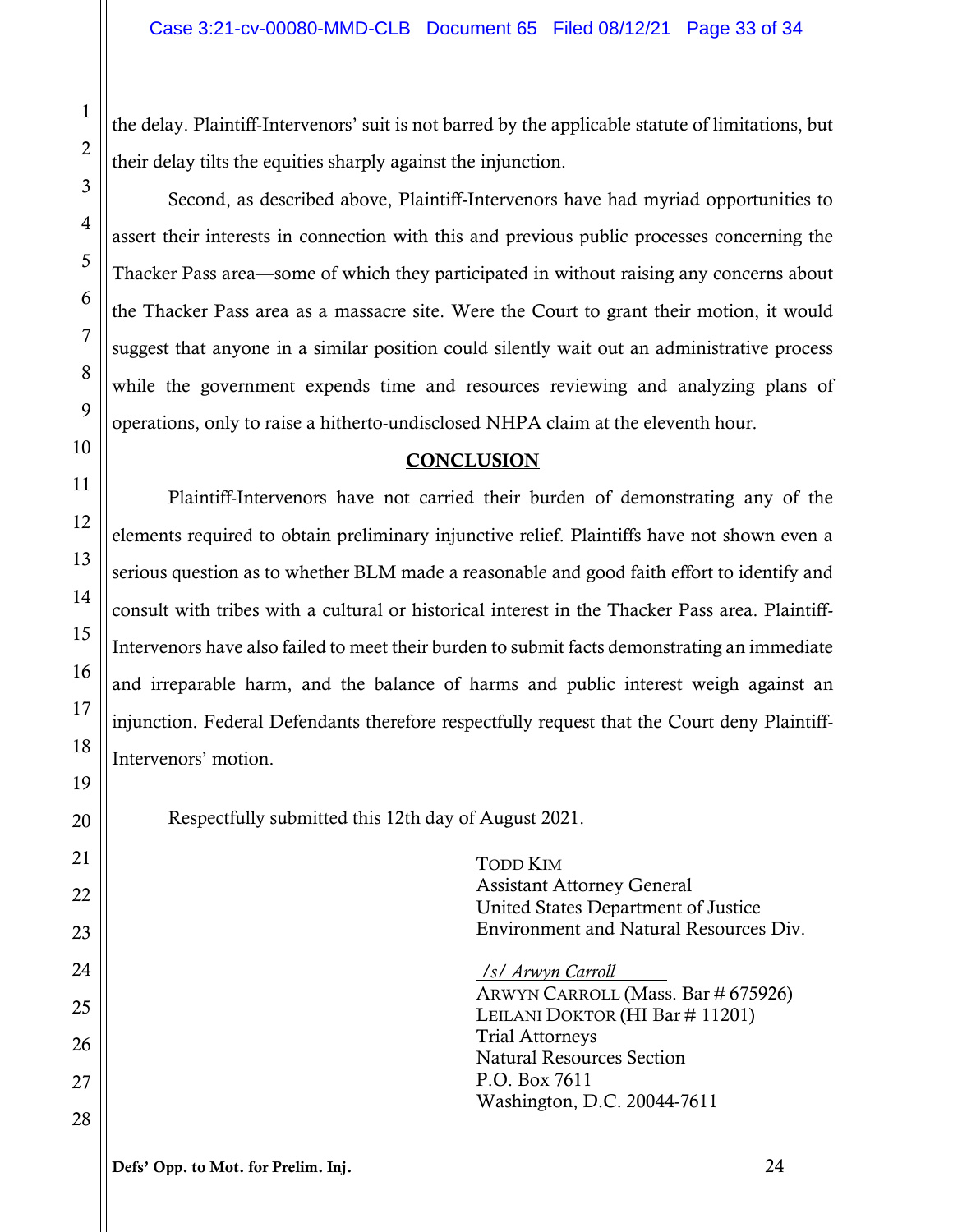the delay. Plaintiff-Intervenors' suit is not barred by the applicable statute of limitations, but their delay tilts the equities sharply against the injunction.

Second, as described above, Plaintiff-Intervenors have had myriad opportunities to assert their interests in connection with this and previous public processes concerning the Thacker Pass area—some of which they participated in without raising any concerns about the Thacker Pass area as a massacre site. Were the Court to grant their motion, it would suggest that anyone in a similar position could silently wait out an administrative process while the government expends time and resources reviewing and analyzing plans of operations, only to raise a hitherto-undisclosed NHPA claim at the eleventh hour.

## CONCLUSION

Plaintiff-Intervenors have not carried their burden of demonstrating any of the elements required to obtain preliminary injunctive relief. Plaintiffs have not shown even a serious question as to whether BLM made a reasonable and good faith effort to identify and consult with tribes with a cultural or historical interest in the Thacker Pass area. Plaintiff-Intervenors have also failed to meet their burden to submit facts demonstrating an immediate and irreparable harm, and the balance of harms and public interest weigh against an injunction. Federal Defendants therefore respectfully request that the Court deny Plaintiff-Intervenors' motion.

Respectfully submitted this 12th day of August 2021.

TODD KIM
Assistant Attorney General
United States Department of Justice
Environment and Natural Resources Div.

*/s/ Arwyn Carroll*
ARWYN CARROLL (Mass. Bar # 675926)
LEILANI DOKTOR (HI Bar # 11201)
Trial Attorneys
Natural Resources Section
P.O. Box 7611
Washington, D.C. 20044-7611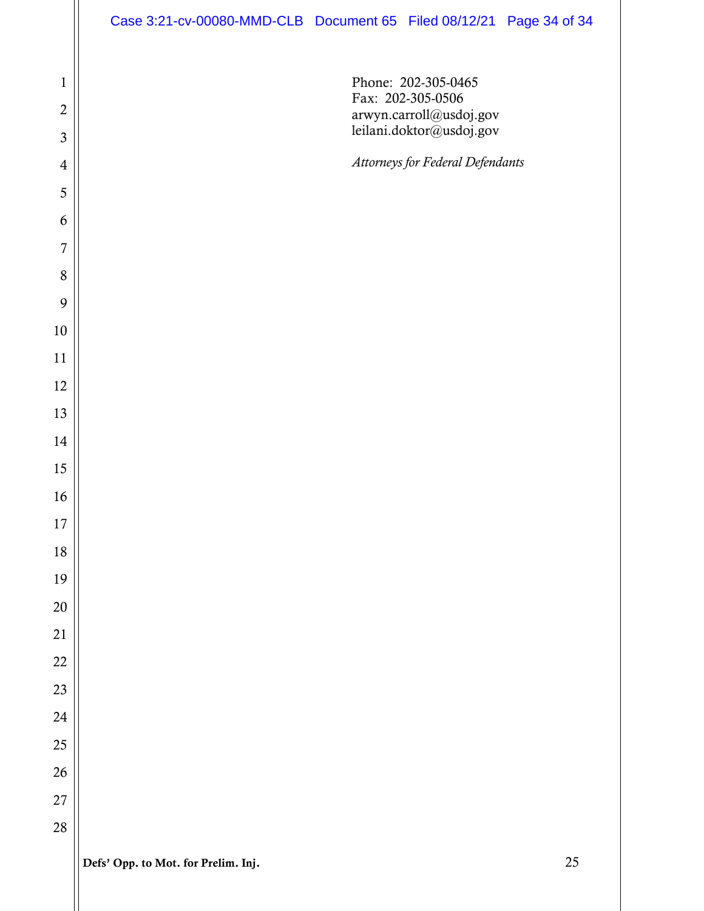Phone: 202-305-0465
Fax: 202-305-0506
arwyn.carroll@usdoj.gov
leilani.doktor@usdoj.gov

*Attorneys for Federal Defendants*